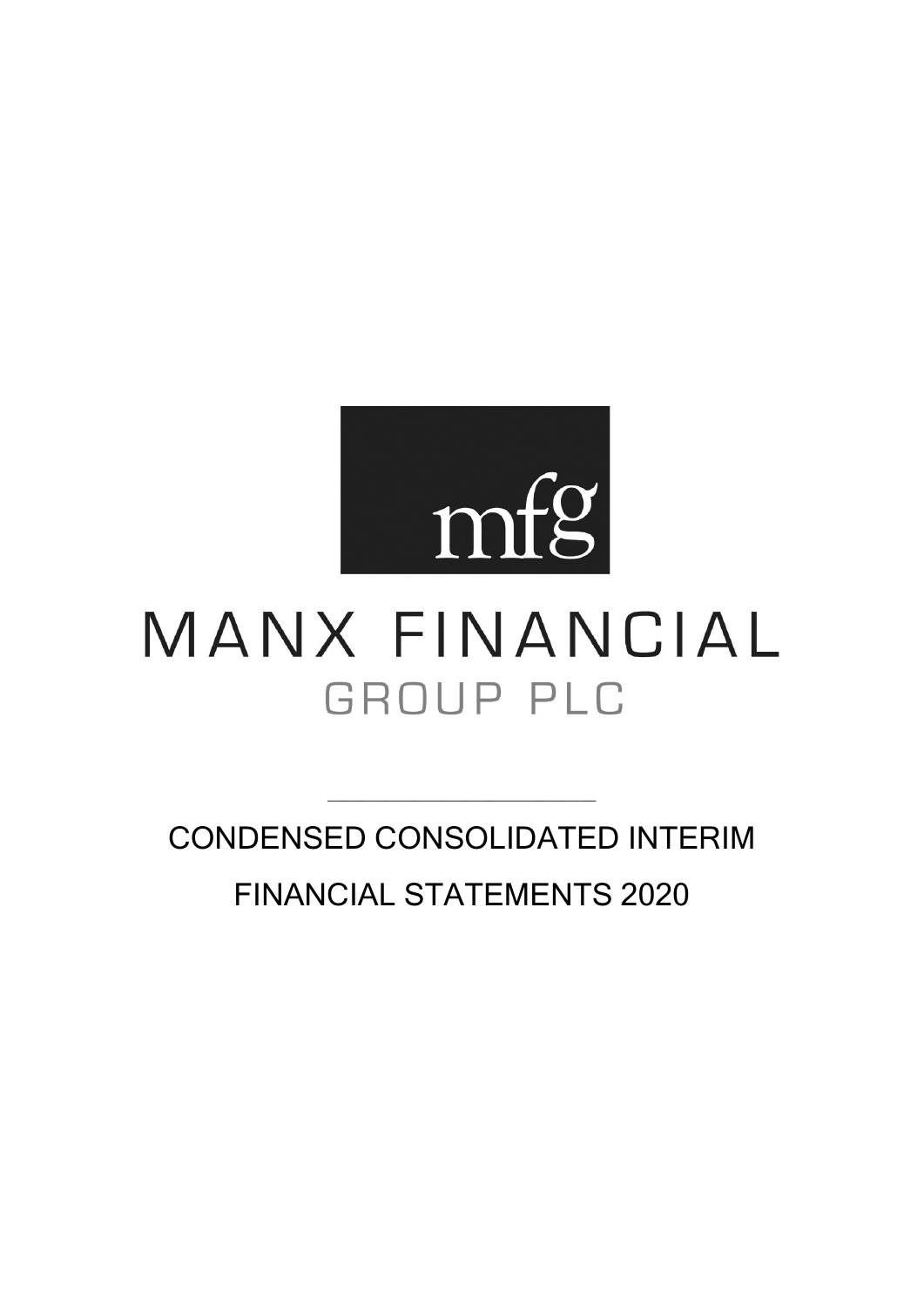mfg

# MANX FINANCIAL

## GROUP PLC

---

CONDENSED CONSOLIDATED INTERIM

FINANCIAL STATEMENTS 2020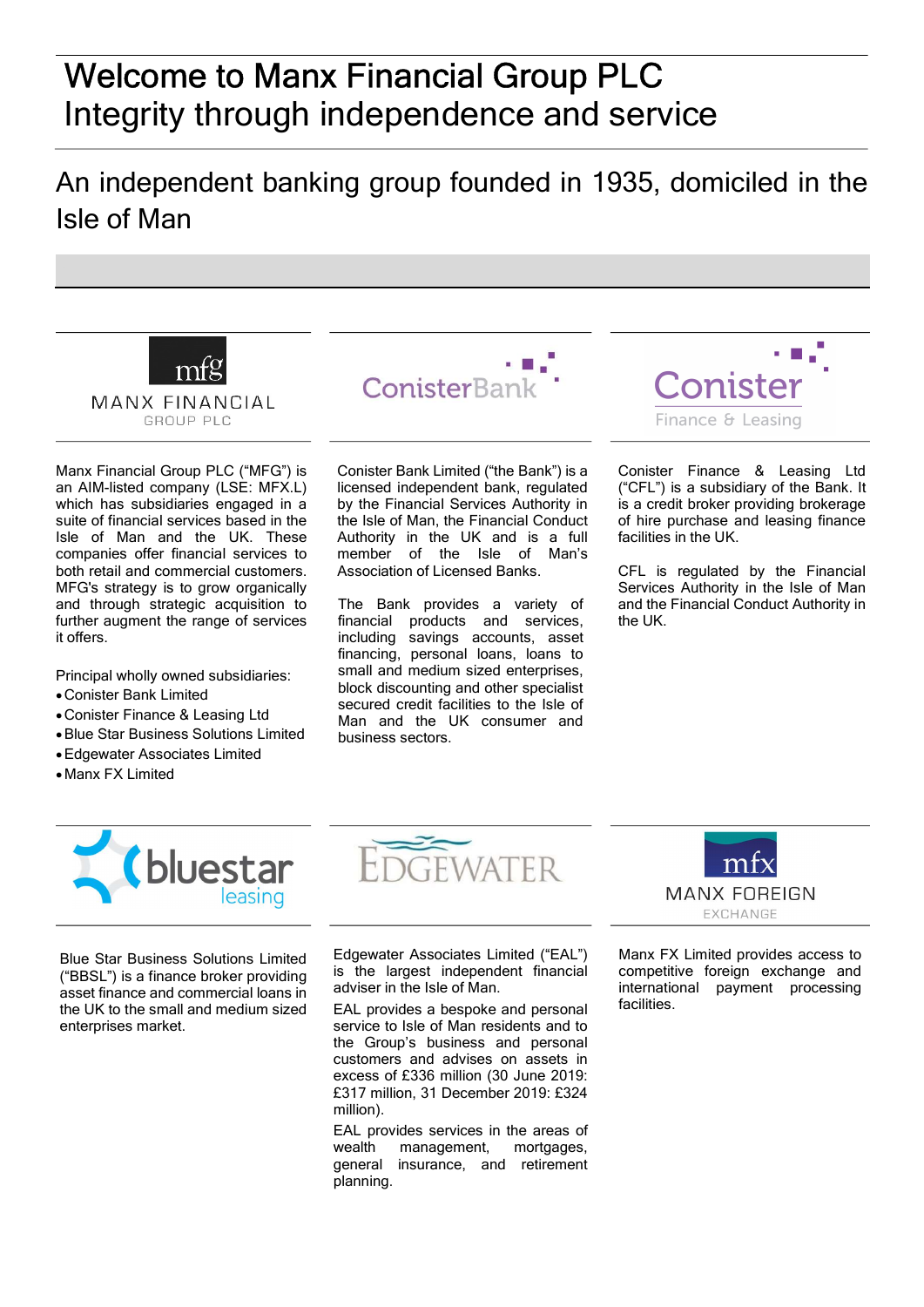# Welcome to Manx Financial Group PLC
# Integrity through independence and service

## An independent banking group founded in 1935, domiciled in the Isle of Man

**MANX FINANCIAL GROUP PLC**

Manx Financial Group PLC ("MFG") is an AIM-listed company (LSE: MFX.L) which has subsidiaries engaged in a suite of financial services based in the Isle of Man and the UK. These companies offer financial services to both retail and commercial customers. MFG's strategy is to grow organically and through strategic acquisition to further augment the range of services it offers.

Principal wholly owned subsidiaries:

- Conister Bank Limited
- Conister Finance & Leasing Ltd
- Blue Star Business Solutions Limited
- Edgewater Associates Limited
- Manx FX Limited

**ConisterBank**

Conister Bank Limited ("the Bank") is a licensed independent bank, regulated by the Financial Services Authority in the Isle of Man, the Financial Conduct Authority in the UK and is a full member of the Isle of Man's Association of Licensed Banks.

The Bank provides a variety of financial products and services, including savings accounts, asset financing, personal loans, loans to small and medium sized enterprises, block discounting and other specialist secured credit facilities to the Isle of Man and the UK consumer and business sectors.

**Conister Finance & Leasing**

Conister Finance & Leasing Ltd ("CFL") is a subsidiary of the Bank. It is a credit broker providing brokerage of hire purchase and leasing finance facilities in the UK.

CFL is regulated by the Financial Services Authority in the Isle of Man and the Financial Conduct Authority in the UK.

**bluestar leasing**

Blue Star Business Solutions Limited ("BBSL") is a finance broker providing asset finance and commercial loans in the UK to the small and medium sized enterprises market.

**EDGEWATER**

Edgewater Associates Limited ("EAL") is the largest independent financial adviser in the Isle of Man.

EAL provides a bespoke and personal service to Isle of Man residents and to the Group's business and personal customers and advises on assets in excess of £336 million (30 June 2019: £317 million, 31 December 2019: £324 million).

EAL provides services in the areas of wealth management, mortgages, general insurance, and retirement planning.

**MANX FOREIGN EXCHANGE**

Manx FX Limited provides access to competitive foreign exchange and international payment processing facilities.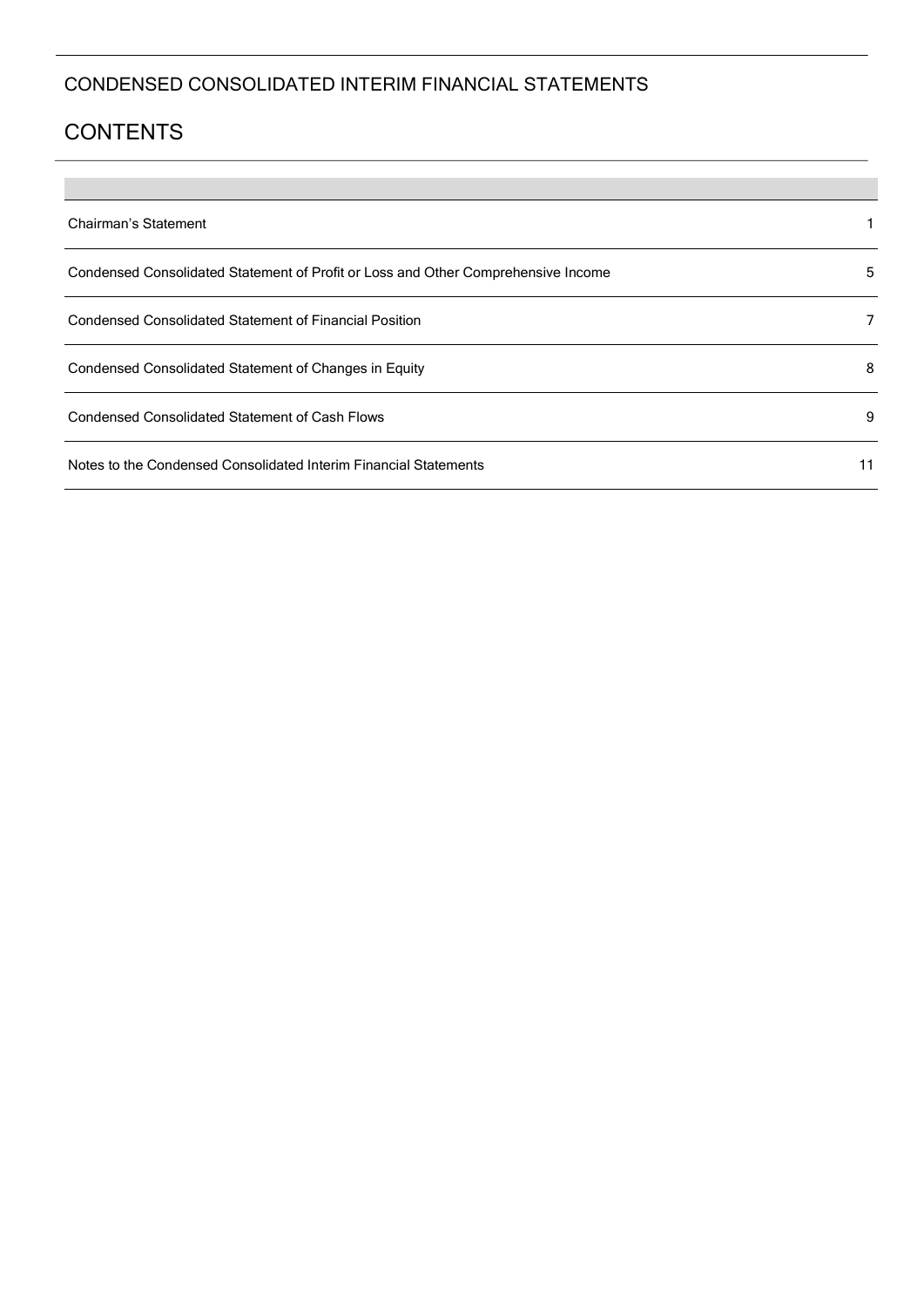# CONDENSED CONSOLIDATED INTERIM FINANCIAL STATEMENTS

## CONTENTS

| | |
|---|---|
| Chairman's Statement | 1 |
| Condensed Consolidated Statement of Profit or Loss and Other Comprehensive Income | 5 |
| Condensed Consolidated Statement of Financial Position | 7 |
| Condensed Consolidated Statement of Changes in Equity | 8 |
| Condensed Consolidated Statement of Cash Flows | 9 |
| Notes to the Condensed Consolidated Interim Financial Statements | 11 |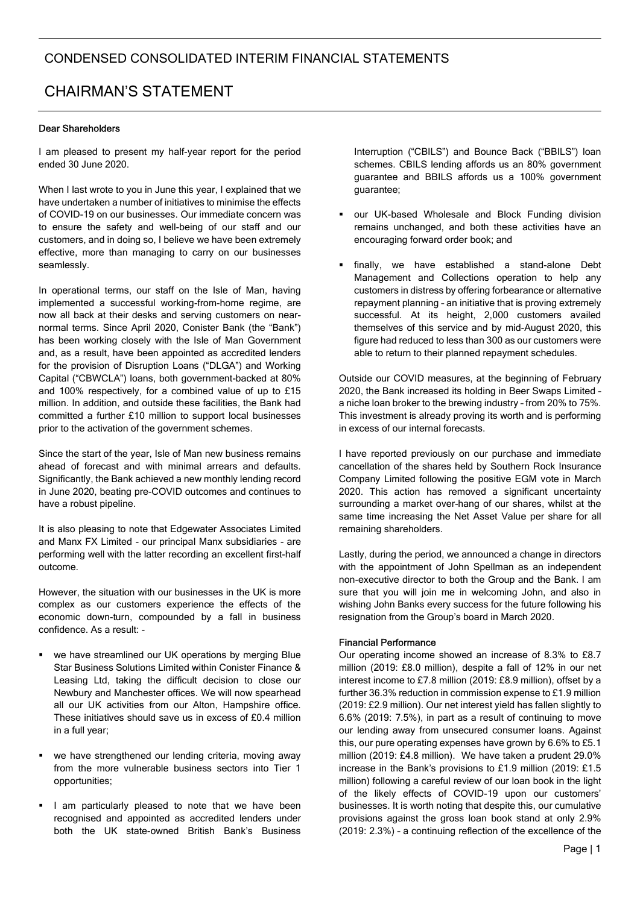# CONDENSED CONSOLIDATED INTERIM FINANCIAL STATEMENTS

# CHAIRMAN'S STATEMENT

**Dear Shareholders**

I am pleased to present my half-year report for the period ended 30 June 2020.

When I last wrote to you in June this year, I explained that we have undertaken a number of initiatives to minimise the effects of COVID-19 on our businesses. Our immediate concern was to ensure the safety and well-being of our staff and our customers, and in doing so, I believe we have been extremely effective, more than managing to carry on our businesses seamlessly.

In operational terms, our staff on the Isle of Man, having implemented a successful working-from-home regime, are now all back at their desks and serving customers on near-normal terms. Since April 2020, Conister Bank (the "Bank") has been working closely with the Isle of Man Government and, as a result, have been appointed as accredited lenders for the provision of Disruption Loans ("DLGA") and Working Capital ("CBWCLA") loans, both government-backed at 80% and 100% respectively, for a combined value of up to £15 million. In addition, and outside these facilities, the Bank had committed a further £10 million to support local businesses prior to the activation of the government schemes.

Since the start of the year, Isle of Man new business remains ahead of forecast and with minimal arrears and defaults. Significantly, the Bank achieved a new monthly lending record in June 2020, beating pre-COVID outcomes and continues to have a robust pipeline.

It is also pleasing to note that Edgewater Associates Limited and Manx FX Limited - our principal Manx subsidiaries - are performing well with the latter recording an excellent first-half outcome.

However, the situation with our businesses in the UK is more complex as our customers experience the effects of the economic down-turn, compounded by a fall in business confidence. As a result: -

- we have streamlined our UK operations by merging Blue Star Business Solutions Limited within Conister Finance & Leasing Ltd, taking the difficult decision to close our Newbury and Manchester offices. We will now spearhead all our UK activities from our Alton, Hampshire office. These initiatives should save us in excess of £0.4 million in a full year;
- we have strengthened our lending criteria, moving away from the more vulnerable business sectors into Tier 1 opportunities;
- I am particularly pleased to note that we have been recognised and appointed as accredited lenders under both the UK state-owned British Bank's Business Interruption ("CBILS") and Bounce Back ("BBILS") loan schemes. CBILS lending affords us an 80% government guarantee and BBILS affords us a 100% government guarantee;
- our UK-based Wholesale and Block Funding division remains unchanged, and both these activities have an encouraging forward order book; and
- finally, we have established a stand-alone Debt Management and Collections operation to help any customers in distress by offering forbearance or alternative repayment planning – an initiative that is proving extremely successful. At its height, 2,000 customers availed themselves of this service and by mid-August 2020, this figure had reduced to less than 300 as our customers were able to return to their planned repayment schedules.

Outside our COVID measures, at the beginning of February 2020, the Bank increased its holding in Beer Swaps Limited – a niche loan broker to the brewing industry – from 20% to 75%. This investment is already proving its worth and is performing in excess of our internal forecasts.

I have reported previously on our purchase and immediate cancellation of the shares held by Southern Rock Insurance Company Limited following the positive EGM vote in March 2020. This action has removed a significant uncertainty surrounding a market over-hang of our shares, whilst at the same time increasing the Net Asset Value per share for all remaining shareholders.

Lastly, during the period, we announced a change in directors with the appointment of John Spellman as an independent non-executive director to both the Group and the Bank. I am sure that you will join me in welcoming John, and also in wishing John Banks every success for the future following his resignation from the Group's board in March 2020.

**Financial Performance**

Our operating income showed an increase of 8.3% to £8.7 million (2019: £8.0 million), despite a fall of 12% in our net interest income to £7.8 million (2019: £8.9 million), offset by a further 36.3% reduction in commission expense to £1.9 million (2019: £2.9 million). Our net interest yield has fallen slightly to 6.6% (2019: 7.5%), in part as a result of continuing to move our lending away from unsecured consumer loans. Against this, our pure operating expenses have grown by 6.6% to £5.1 million (2019: £4.8 million). We have taken a prudent 29.0% increase in the Bank's provisions to £1.9 million (2019: £1.5 million) following a careful review of our loan book in the light of the likely effects of COVID-19 upon our customers' businesses. It is worth noting that despite this, our cumulative provisions against the gross loan book stand at only 2.9% (2019: 2.3%) – a continuing reflection of the excellence of the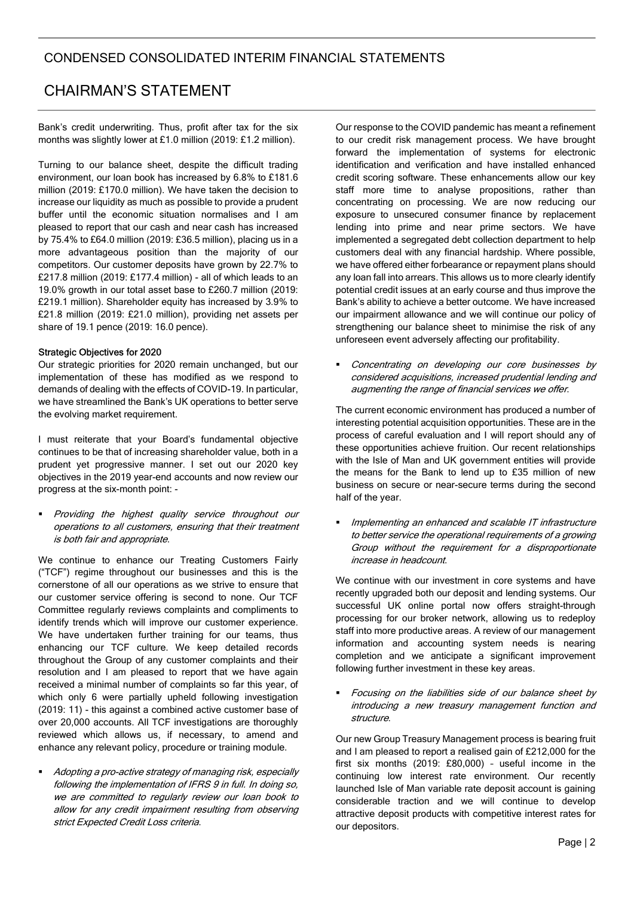Bank's credit underwriting. Thus, profit after tax for the six months was slightly lower at £1.0 million (2019: £1.2 million).

Turning to our balance sheet, despite the difficult trading environment, our loan book has increased by 6.8% to £181.6 million (2019: £170.0 million). We have taken the decision to increase our liquidity as much as possible to provide a prudent buffer until the economic situation normalises and I am pleased to report that our cash and near cash has increased by 75.4% to £64.0 million (2019: £36.5 million), placing us in a more advantageous position than the majority of our competitors. Our customer deposits have grown by 22.7% to £217.8 million (2019: £177.4 million) - all of which leads to an 19.0% growth in our total asset base to £260.7 million (2019: £219.1 million). Shareholder equity has increased by 3.9% to £21.8 million (2019: £21.0 million), providing net assets per share of 19.1 pence (2019: 16.0 pence).

**Strategic Objectives for 2020**

Our strategic priorities for 2020 remain unchanged, but our implementation of these has modified as we respond to demands of dealing with the effects of COVID-19. In particular, we have streamlined the Bank's UK operations to better serve the evolving market requirement.

I must reiterate that your Board's fundamental objective continues to be that of increasing shareholder value, both in a prudent yet progressive manner. I set out our 2020 key objectives in the 2019 year-end accounts and now review our progress at the six-month point: -

- *Providing the highest quality service throughout our operations to all customers, ensuring that their treatment is both fair and appropriate.*

We continue to enhance our Treating Customers Fairly ("TCF") regime throughout our businesses and this is the cornerstone of all our operations as we strive to ensure that our customer service offering is second to none. Our TCF Committee regularly reviews complaints and compliments to identify trends which will improve our customer experience. We have undertaken further training for our teams, thus enhancing our TCF culture. We keep detailed records throughout the Group of any customer complaints and their resolution and I am pleased to report that we have again received a minimal number of complaints so far this year, of which only 6 were partially upheld following investigation (2019: 11) - this against a combined active customer base of over 20,000 accounts. All TCF investigations are thoroughly reviewed which allows us, if necessary, to amend and enhance any relevant policy, procedure or training module.

- *Adopting a pro-active strategy of managing risk, especially following the implementation of IFRS 9 in full. In doing so, we are committed to regularly review our loan book to allow for any credit impairment resulting from observing strict Expected Credit Loss criteria.*

Our response to the COVID pandemic has meant a refinement to our credit risk management process. We have brought forward the implementation of systems for electronic identification and verification and have installed enhanced credit scoring software. These enhancements allow our key staff more time to analyse propositions, rather than concentrating on processing. We are now reducing our exposure to unsecured consumer finance by replacement lending into prime and near prime sectors. We have implemented a segregated debt collection department to help customers deal with any financial hardship. Where possible, we have offered either forbearance or repayment plans should any loan fall into arrears. This allows us to more clearly identify potential credit issues at an early course and thus improve the Bank's ability to achieve a better outcome. We have increased our impairment allowance and we will continue our policy of strengthening our balance sheet to minimise the risk of any unforeseen event adversely affecting our profitability.

- *Concentrating on developing our core businesses by considered acquisitions, increased prudential lending and augmenting the range of financial services we offer.*

The current economic environment has produced a number of interesting potential acquisition opportunities. These are in the process of careful evaluation and I will report should any of these opportunities achieve fruition. Our recent relationships with the Isle of Man and UK government entities will provide the means for the Bank to lend up to £35 million of new business on secure or near-secure terms during the second half of the year.

- *Implementing an enhanced and scalable IT infrastructure to better service the operational requirements of a growing Group without the requirement for a disproportionate increase in headcount.*

We continue with our investment in core systems and have recently upgraded both our deposit and lending systems. Our successful UK online portal now offers straight-through processing for our broker network, allowing us to redeploy staff into more productive areas. A review of our management information and accounting system needs is nearing completion and we anticipate a significant improvement following further investment in these key areas.

- *Focusing on the liabilities side of our balance sheet by introducing a new treasury management function and structure.*

Our new Group Treasury Management process is bearing fruit and I am pleased to report a realised gain of £212,000 for the first six months (2019: £80,000) – useful income in the continuing low interest rate environment. Our recently launched Isle of Man variable rate deposit account is gaining considerable traction and we will continue to develop attractive deposit products with competitive interest rates for our depositors.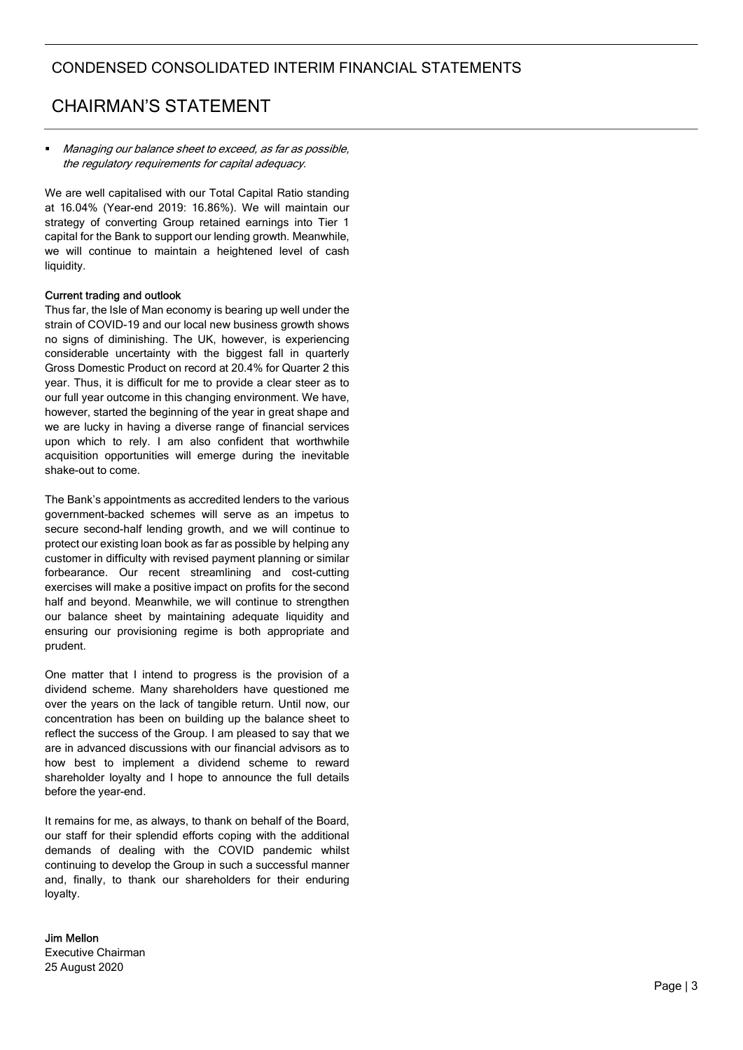- *Managing our balance sheet to exceed, as far as possible, the regulatory requirements for capital adequacy.*

We are well capitalised with our Total Capital Ratio standing at 16.04% (Year-end 2019: 16.86%). We will maintain our strategy of converting Group retained earnings into Tier 1 capital for the Bank to support our lending growth. Meanwhile, we will continue to maintain a heightened level of cash liquidity.

**Current trading and outlook**

Thus far, the Isle of Man economy is bearing up well under the strain of COVID-19 and our local new business growth shows no signs of diminishing. The UK, however, is experiencing considerable uncertainty with the biggest fall in quarterly Gross Domestic Product on record at 20.4% for Quarter 2 this year. Thus, it is difficult for me to provide a clear steer as to our full year outcome in this changing environment. We have, however, started the beginning of the year in great shape and we are lucky in having a diverse range of financial services upon which to rely. I am also confident that worthwhile acquisition opportunities will emerge during the inevitable shake-out to come.

The Bank's appointments as accredited lenders to the various government-backed schemes will serve as an impetus to secure second-half lending growth, and we will continue to protect our existing loan book as far as possible by helping any customer in difficulty with revised payment planning or similar forbearance. Our recent streamlining and cost-cutting exercises will make a positive impact on profits for the second half and beyond. Meanwhile, we will continue to strengthen our balance sheet by maintaining adequate liquidity and ensuring our provisioning regime is both appropriate and prudent.

One matter that I intend to progress is the provision of a dividend scheme. Many shareholders have questioned me over the years on the lack of tangible return. Until now, our concentration has been on building up the balance sheet to reflect the success of the Group. I am pleased to say that we are in advanced discussions with our financial advisors as to how best to implement a dividend scheme to reward shareholder loyalty and I hope to announce the full details before the year-end.

It remains for me, as always, to thank on behalf of the Board, our staff for their splendid efforts coping with the additional demands of dealing with the COVID pandemic whilst continuing to develop the Group in such a successful manner and, finally, to thank our shareholders for their enduring loyalty.

**Jim Mellon**
Executive Chairman
25 August 2020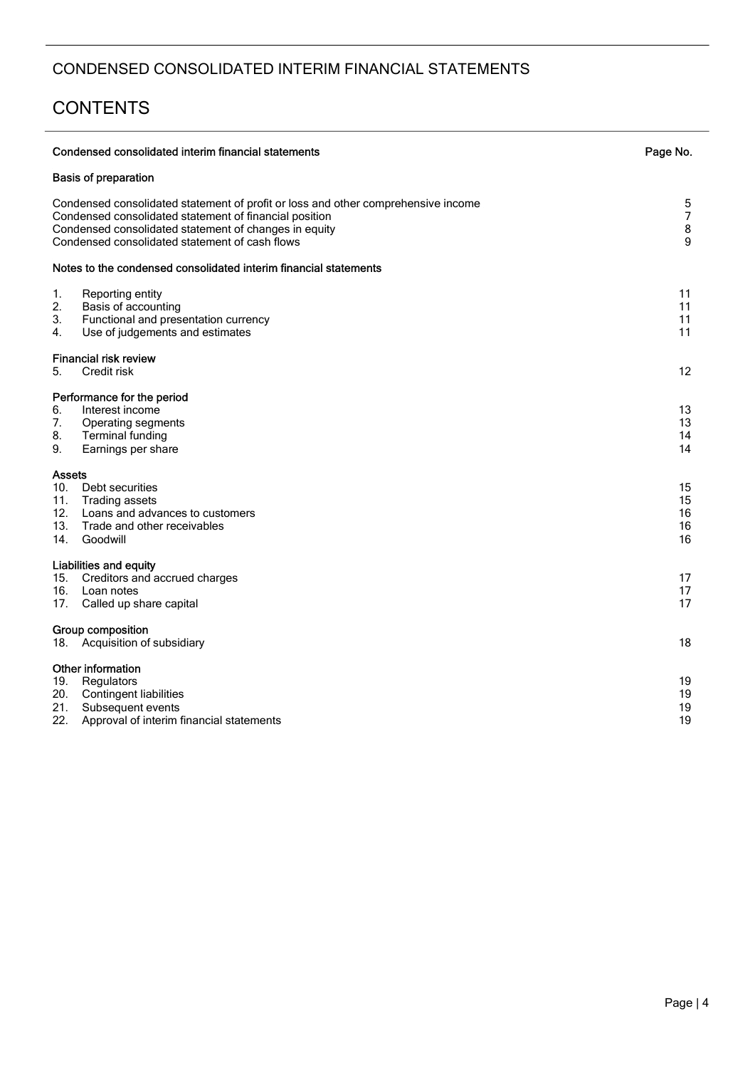# CONDENSED CONSOLIDATED INTERIM FINANCIAL STATEMENTS

# CONTENTS

| **Condensed consolidated interim financial statements** | **Page No.** |
|---|---|
| **Basis of preparation** | |
| Condensed consolidated statement of profit or loss and other comprehensive income | 5 |
| Condensed consolidated statement of financial position | 7 |
| Condensed consolidated statement of changes in equity | 8 |
| Condensed consolidated statement of cash flows | 9 |
| **Notes to the condensed consolidated interim financial statements** | |
| 1. Reporting entity | 11 |
| 2. Basis of accounting | 11 |
| 3. Functional and presentation currency | 11 |
| 4. Use of judgements and estimates | 11 |
| **Financial risk review** | |
| 5. Credit risk | 12 |
| **Performance for the period** | |
| 6. Interest income | 13 |
| 7. Operating segments | 13 |
| 8. Terminal funding | 14 |
| 9. Earnings per share | 14 |
| **Assets** | |
| 10. Debt securities | 15 |
| 11. Trading assets | 15 |
| 12. Loans and advances to customers | 16 |
| 13. Trade and other receivables | 16 |
| 14. Goodwill | 16 |
| **Liabilities and equity** | |
| 15. Creditors and accrued charges | 17 |
| 16. Loan notes | 17 |
| 17. Called up share capital | 17 |
| **Group composition** | |
| 18. Acquisition of subsidiary | 18 |
| **Other information** | |
| 19. Regulators | 19 |
| 20. Contingent liabilities | 19 |
| 21. Subsequent events | 19 |
| 22. Approval of interim financial statements | 19 |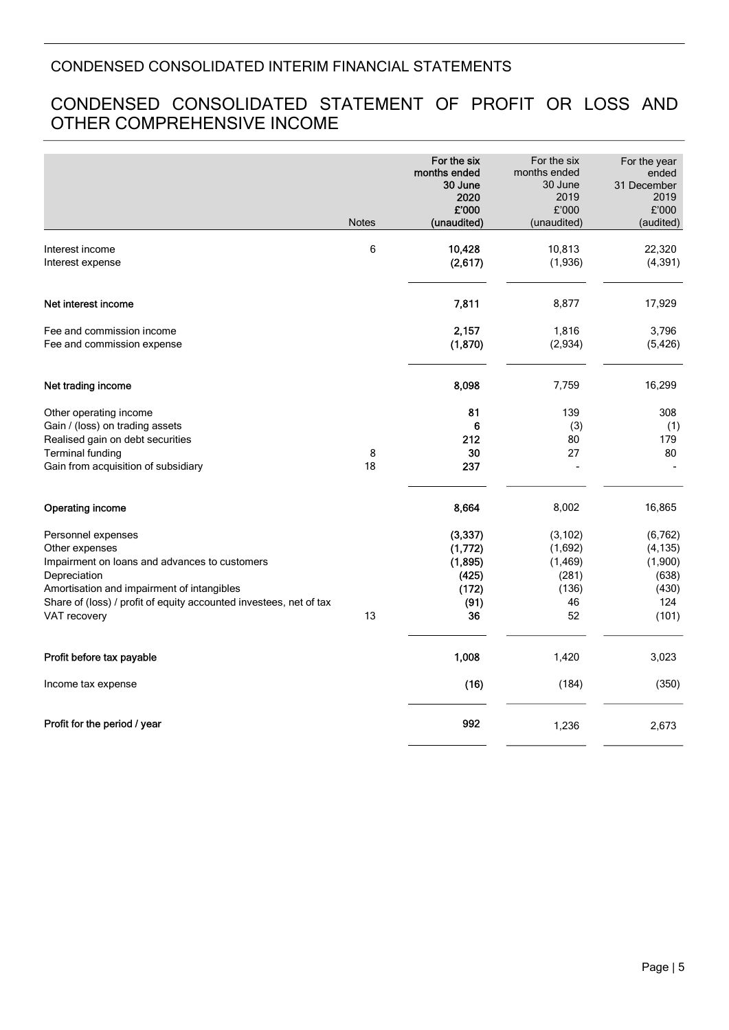## CONDENSED CONSOLIDATED INTERIM FINANCIAL STATEMENTS

# CONDENSED CONSOLIDATED STATEMENT OF PROFIT OR LOSS AND OTHER COMPREHENSIVE INCOME

| | Notes | For the six months ended 30 June 2020 £'000 (unaudited) | For the six months ended 30 June 2019 £'000 (unaudited) | For the year ended 31 December 2019 £'000 (audited) |
|---|---|---|---|---|
| Interest income | 6 | 10,428 | 10,813 | 22,320 |
| Interest expense | | (2,617) | (1,936) | (4,391) |
| **Net interest income** | | **7,811** | 8,877 | 17,929 |
| Fee and commission income | | 2,157 | 1,816 | 3,796 |
| Fee and commission expense | | (1,870) | (2,934) | (5,426) |
| **Net trading income** | | **8,098** | 7,759 | 16,299 |
| Other operating income | | 81 | 139 | 308 |
| Gain / (loss) on trading assets | | 6 | (3) | (1) |
| Realised gain on debt securities | | 212 | 80 | 179 |
| Terminal funding | 8 | 30 | 27 | 80 |
| Gain from acquisition of subsidiary | 18 | 237 | - | - |
| **Operating income** | | **8,664** | 8,002 | 16,865 |
| Personnel expenses | | (3,337) | (3,102) | (6,762) |
| Other expenses | | (1,772) | (1,692) | (4,135) |
| Impairment on loans and advances to customers | | (1,895) | (1,469) | (1,900) |
| Depreciation | | (425) | (281) | (638) |
| Amortisation and impairment of intangibles | | (172) | (136) | (430) |
| Share of (loss) / profit of equity accounted investees, net of tax | | (91) | 46 | 124 |
| VAT recovery | 13 | 36 | 52 | (101) |
| **Profit before tax payable** | | **1,008** | 1,420 | 3,023 |
| Income tax expense | | (16) | (184) | (350) |
| **Profit for the period / year** | | **992** | 1,236 | 2,673 |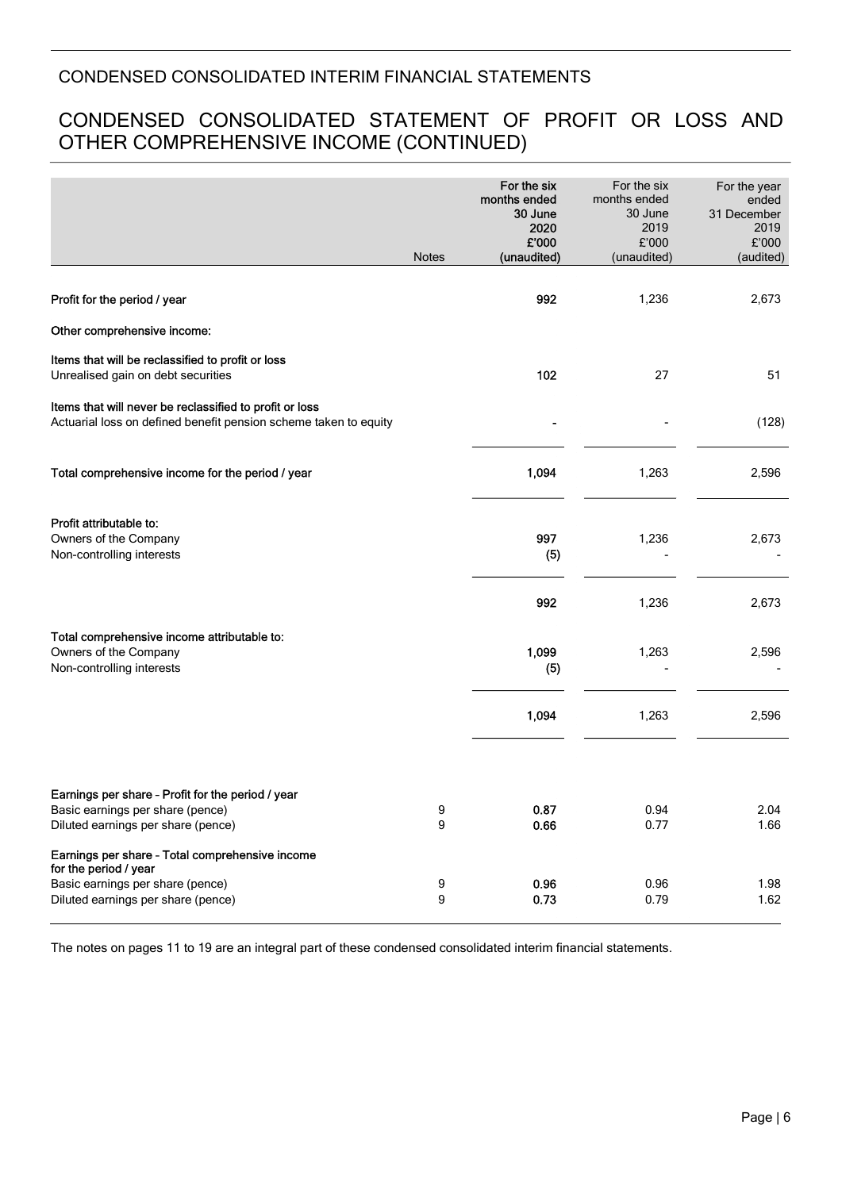## CONDENSED CONSOLIDATED INTERIM FINANCIAL STATEMENTS

## CONDENSED CONSOLIDATED STATEMENT OF PROFIT OR LOSS AND OTHER COMPREHENSIVE INCOME (CONTINUED)

| | Notes | For the six months ended 30 June 2020 £'000 (unaudited) | For the six months ended 30 June 2019 £'000 (unaudited) | For the year ended 31 December 2019 £'000 (audited) |
|---|---|---|---|---|
| **Profit for the period / year** | | **992** | 1,236 | 2,673 |
| **Other comprehensive income:** | | | | |
| **Items that will be reclassified to profit or loss** | | | | |
| Unrealised gain on debt securities | | **102** | 27 | 51 |
| **Items that will never be reclassified to profit or loss** | | | | |
| Actuarial loss on defined benefit pension scheme taken to equity | | **-** | - | (128) |
| **Total comprehensive income for the period / year** | | **1,094** | 1,263 | 2,596 |
| **Profit attributable to:** | | | | |
| Owners of the Company | | **997** | 1,236 | 2,673 |
| Non-controlling interests | | **(5)** | - | - |
| | | **992** | 1,236 | 2,673 |
| **Total comprehensive income attributable to:** | | | | |
| Owners of the Company | | **1,099** | 1,263 | 2,596 |
| Non-controlling interests | | **(5)** | - | - |
| | | **1,094** | 1,263 | 2,596 |
| **Earnings per share – Profit for the period / year** | | | | |
| Basic earnings per share (pence) | 9 | **0.87** | 0.94 | 2.04 |
| Diluted earnings per share (pence) | 9 | **0.66** | 0.77 | 1.66 |
| **Earnings per share – Total comprehensive income for the period / year** | | | | |
| Basic earnings per share (pence) | 9 | **0.96** | 0.96 | 1.98 |
| Diluted earnings per share (pence) | 9 | **0.73** | 0.79 | 1.62 |

The notes on pages 11 to 19 are an integral part of these condensed consolidated interim financial statements.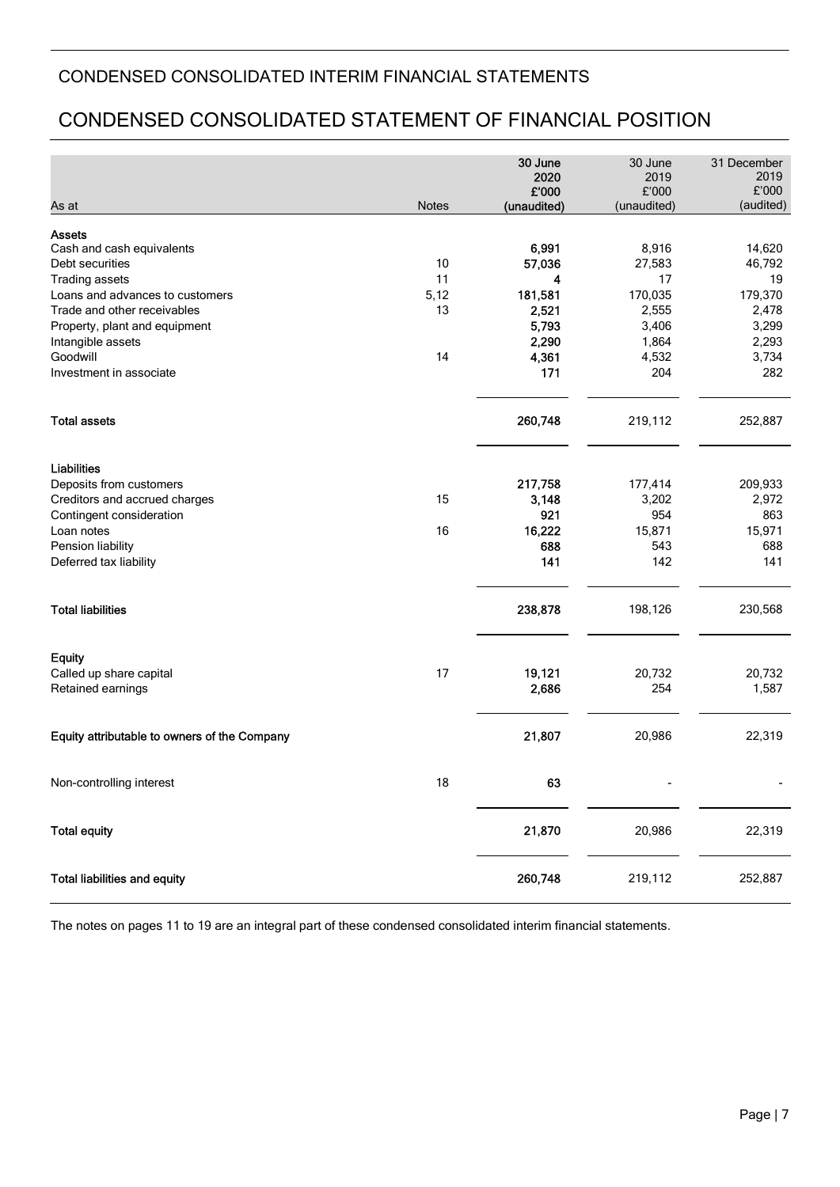# CONDENSED CONSOLIDATED INTERIM FINANCIAL STATEMENTS

## CONDENSED CONSOLIDATED STATEMENT OF FINANCIAL POSITION

| As at | Notes | 30 June 2020 £'000 (unaudited) | 30 June 2019 £'000 (unaudited) | 31 December 2019 £'000 (audited) |
|---|---|---|---|---|
| **Assets** | | | | |
| Cash and cash equivalents | | **6,991** | 8,916 | 14,620 |
| Debt securities | 10 | **57,036** | 27,583 | 46,792 |
| Trading assets | 11 | **4** | 17 | 19 |
| Loans and advances to customers | 5,12 | **181,581** | 170,035 | 179,370 |
| Trade and other receivables | 13 | **2,521** | 2,555 | 2,478 |
| Property, plant and equipment | | **5,793** | 3,406 | 3,299 |
| Intangible assets | | **2,290** | 1,864 | 2,293 |
| Goodwill | 14 | **4,361** | 4,532 | 3,734 |
| Investment in associate | | **171** | 204 | 282 |
| **Total assets** | | **260,748** | 219,112 | 252,887 |
| **Liabilities** | | | | |
| Deposits from customers | | **217,758** | 177,414 | 209,933 |
| Creditors and accrued charges | 15 | **3,148** | 3,202 | 2,972 |
| Contingent consideration | | **921** | 954 | 863 |
| Loan notes | 16 | **16,222** | 15,871 | 15,971 |
| Pension liability | | **688** | 543 | 688 |
| Deferred tax liability | | **141** | 142 | 141 |
| **Total liabilities** | | **238,878** | 198,126 | 230,568 |
| **Equity** | | | | |
| Called up share capital | 17 | **19,121** | 20,732 | 20,732 |
| Retained earnings | | **2,686** | 254 | 1,587 |
| **Equity attributable to owners of the Company** | | **21,807** | 20,986 | 22,319 |
| Non-controlling interest | 18 | **63** | - | - |
| **Total equity** | | **21,870** | 20,986 | 22,319 |
| **Total liabilities and equity** | | **260,748** | 219,112 | 252,887 |

The notes on pages 11 to 19 are an integral part of these condensed consolidated interim financial statements.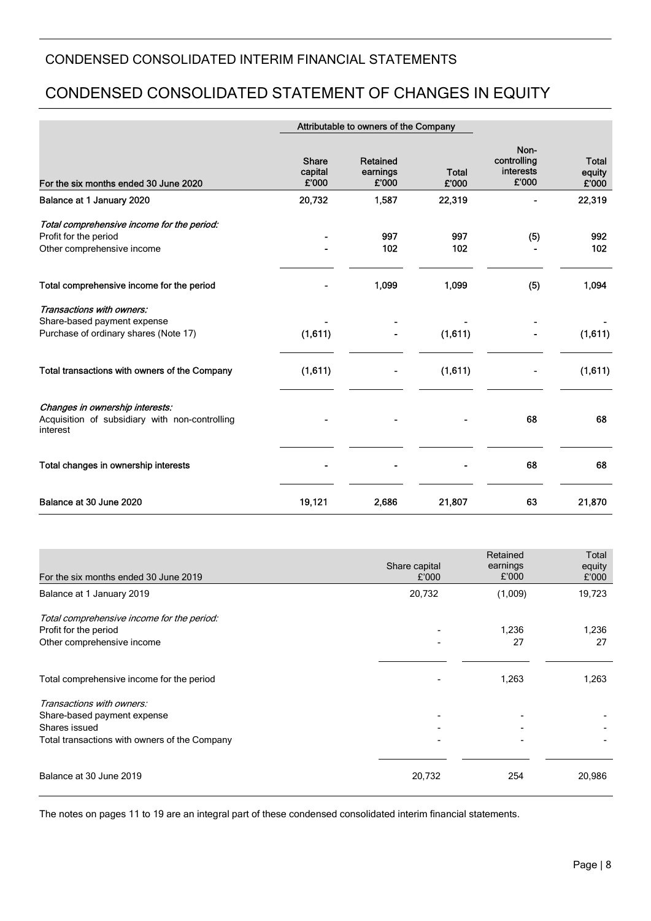## CONDENSED CONSOLIDATED INTERIM FINANCIAL STATEMENTS

# CONDENSED CONSOLIDATED STATEMENT OF CHANGES IN EQUITY

| | Attributable to owners of the Company | | | | |
|---|---|---|---|---|---|
| **For the six months ended 30 June 2020** | **Share capital £'000** | **Retained earnings £'000** | **Total £'000** | **Non-controlling interests £'000** | **Total equity £'000** |
| **Balance at 1 January 2020** | **20,732** | **1,587** | **22,319** | **-** | **22,319** |
| *Total comprehensive income for the period:* | | | | | |
| Profit for the period | - | 997 | 997 | (5) | 992 |
| Other comprehensive income | - | 102 | 102 | - | 102 |
| **Total comprehensive income for the period** | **-** | **1,099** | **1,099** | **(5)** | **1,094** |
| *Transactions with owners:* | | | | | |
| Share-based payment expense | - | - | - | - | - |
| Purchase of ordinary shares (Note 17) | (1,611) | - | (1,611) | - | (1,611) |
| **Total transactions with owners of the Company** | **(1,611)** | **-** | **(1,611)** | **-** | **(1,611)** |
| *Changes in ownership interests:* | | | | | |
| Acquisition of subsidiary with non-controlling interest | - | - | - | 68 | 68 |
| **Total changes in ownership interests** | **-** | **-** | **-** | **68** | **68** |
| **Balance at 30 June 2020** | **19,121** | **2,686** | **21,807** | **63** | **21,870** |

| For the six months ended 30 June 2019 | Share capital £'000 | Retained earnings £'000 | Total equity £'000 |
|---|---|---|---|
| Balance at 1 January 2019 | 20,732 | (1,009) | 19,723 |
| *Total comprehensive income for the period:* | | | |
| Profit for the period | - | 1,236 | 1,236 |
| Other comprehensive income | - | 27 | 27 |
| Total comprehensive income for the period | - | 1,263 | 1,263 |
| *Transactions with owners:* | | | |
| Share-based payment expense | - | - | - |
| Shares issued | - | - | - |
| Total transactions with owners of the Company | - | - | - |
| Balance at 30 June 2019 | 20,732 | 254 | 20,986 |

The notes on pages 11 to 19 are an integral part of these condensed consolidated interim financial statements.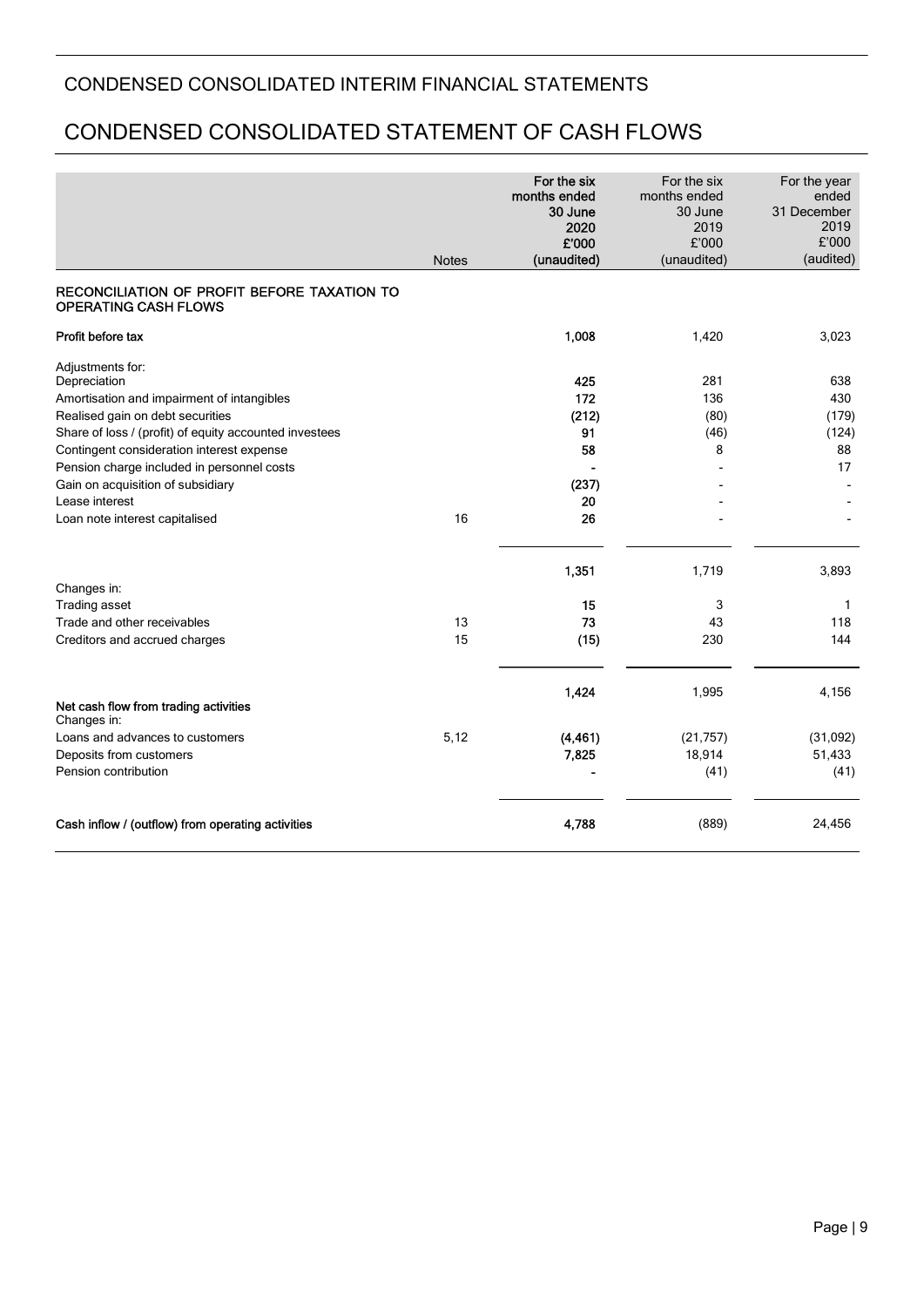# CONDENSED CONSOLIDATED INTERIM FINANCIAL STATEMENTS

## CONDENSED CONSOLIDATED STATEMENT OF CASH FLOWS

| | Notes | For the six months ended 30 June 2020 £'000 (unaudited) | For the six months ended 30 June 2019 £'000 (unaudited) | For the year ended 31 December 2019 £'000 (audited) |
|---|---|---|---|---|
| **RECONCILIATION OF PROFIT BEFORE TAXATION TO OPERATING CASH FLOWS** | | | | |
| **Profit before tax** | | **1,008** | 1,420 | 3,023 |
| Adjustments for: | | | | |
| Depreciation | | **425** | 281 | 638 |
| Amortisation and impairment of intangibles | | **172** | 136 | 430 |
| Realised gain on debt securities | | **(212)** | (80) | (179) |
| Share of loss / (profit) of equity accounted investees | | **91** | (46) | (124) |
| Contingent consideration interest expense | | **58** | 8 | 88 |
| Pension charge included in personnel costs | | **-** | - | 17 |
| Gain on acquisition of subsidiary | | **(237)** | - | - |
| Lease interest | | **20** | - | - |
| Loan note interest capitalised | 16 | **26** | - | - |
| | | **1,351** | 1,719 | 3,893 |
| Changes in: | | | | |
| Trading asset | | **15** | 3 | 1 |
| Trade and other receivables | 13 | **73** | 43 | 118 |
| Creditors and accrued charges | 15 | **(15)** | 230 | 144 |
| **Net cash flow from trading activities** | | **1,424** | 1,995 | 4,156 |
| Changes in: | | | | |
| Loans and advances to customers | 5,12 | **(4,461)** | (21,757) | (31,092) |
| Deposits from customers | | **7,825** | 18,914 | 51,433 |
| Pension contribution | | **-** | (41) | (41) |
| **Cash inflow / (outflow) from operating activities** | | **4,788** | (889) | 24,456 |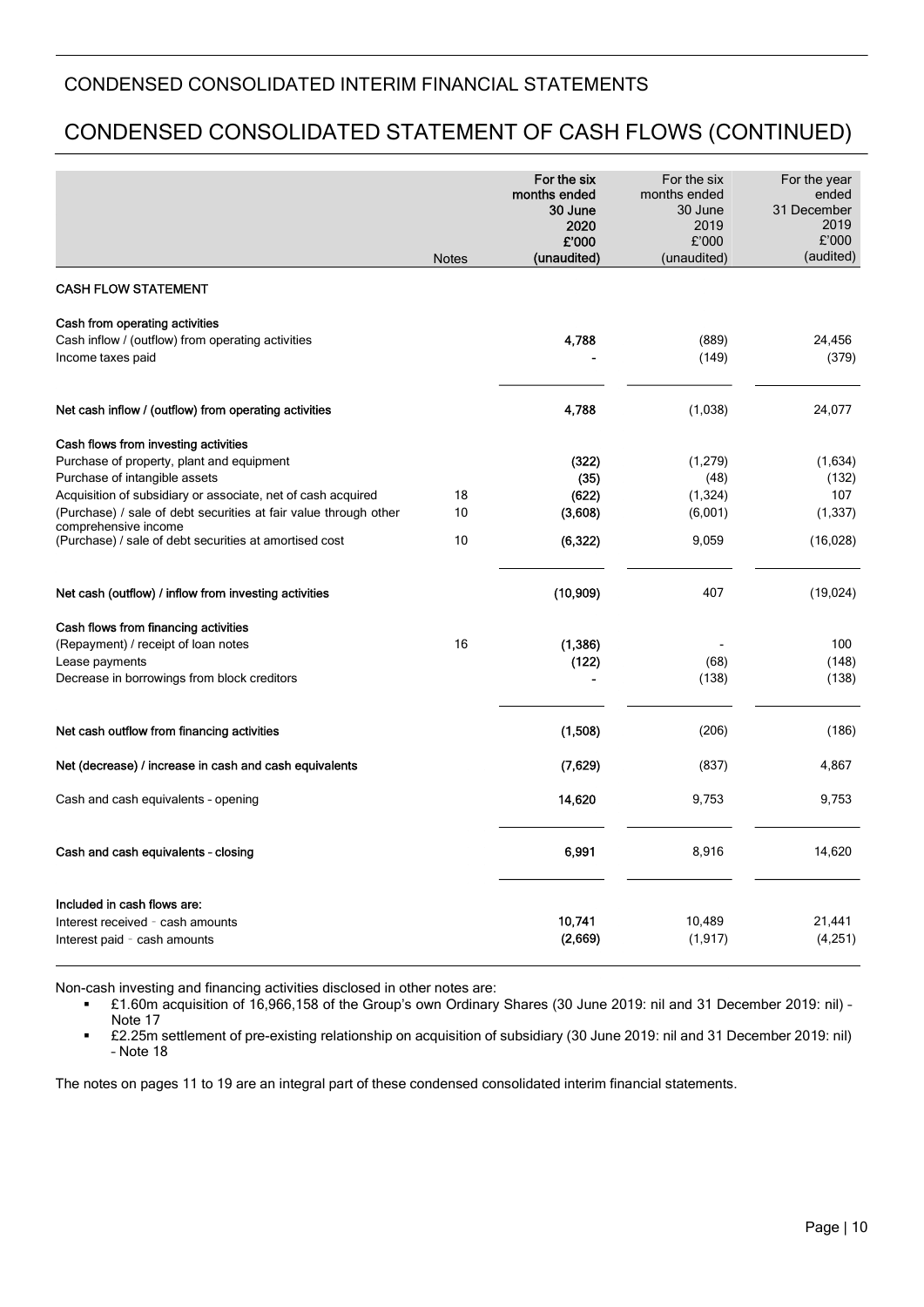# CONDENSED CONSOLIDATED INTERIM FINANCIAL STATEMENTS

## CONDENSED CONSOLIDATED STATEMENT OF CASH FLOWS (CONTINUED)

| | Notes | For the six months ended 30 June 2020 £'000 (unaudited) | For the six months ended 30 June 2019 £'000 (unaudited) | For the year ended 31 December 2019 £'000 (audited) |
|---|---|---|---|---|
| **CASH FLOW STATEMENT** | | | | |
| **Cash from operating activities** | | | | |
| Cash inflow / (outflow) from operating activities | | **4,788** | (889) | 24,456 |
| Income taxes paid | | **-** | (149) | (379) |
| **Net cash inflow / (outflow) from operating activities** | | **4,788** | (1,038) | 24,077 |
| **Cash flows from investing activities** | | | | |
| Purchase of property, plant and equipment | | **(322)** | (1,279) | (1,634) |
| Purchase of intangible assets | | **(35)** | (48) | (132) |
| Acquisition of subsidiary or associate, net of cash acquired | 18 | **(622)** | (1,324) | 107 |
| (Purchase) / sale of debt securities at fair value through other comprehensive income | 10 | **(3,608)** | (6,001) | (1,337) |
| (Purchase) / sale of debt securities at amortised cost | 10 | **(6,322)** | 9,059 | (16,028) |
| **Net cash (outflow) / inflow from investing activities** | | **(10,909)** | 407 | (19,024) |
| **Cash flows from financing activities** | | | | |
| (Repayment) / receipt of loan notes | 16 | **(1,386)** | - | 100 |
| Lease payments | | **(122)** | (68) | (148) |
| Decrease in borrowings from block creditors | | **-** | (138) | (138) |
| **Net cash outflow from financing activities** | | **(1,508)** | (206) | (186) |
| **Net (decrease) / increase in cash and cash equivalents** | | **(7,629)** | (837) | 4,867 |
| Cash and cash equivalents - opening | | **14,620** | 9,753 | 9,753 |
| **Cash and cash equivalents - closing** | | **6,991** | 8,916 | 14,620 |
| **Included in cash flows are:** | | | | |
| Interest received - cash amounts | | **10,741** | 10,489 | 21,441 |
| Interest paid - cash amounts | | **(2,669)** | (1,917) | (4,251) |

Non-cash investing and financing activities disclosed in other notes are:

- £1.60m acquisition of 16,966,158 of the Group's own Ordinary Shares (30 June 2019: nil and 31 December 2019: nil) – Note 17
- £2.25m settlement of pre-existing relationship on acquisition of subsidiary (30 June 2019: nil and 31 December 2019: nil) – Note 18

The notes on pages 11 to 19 are an integral part of these condensed consolidated interim financial statements.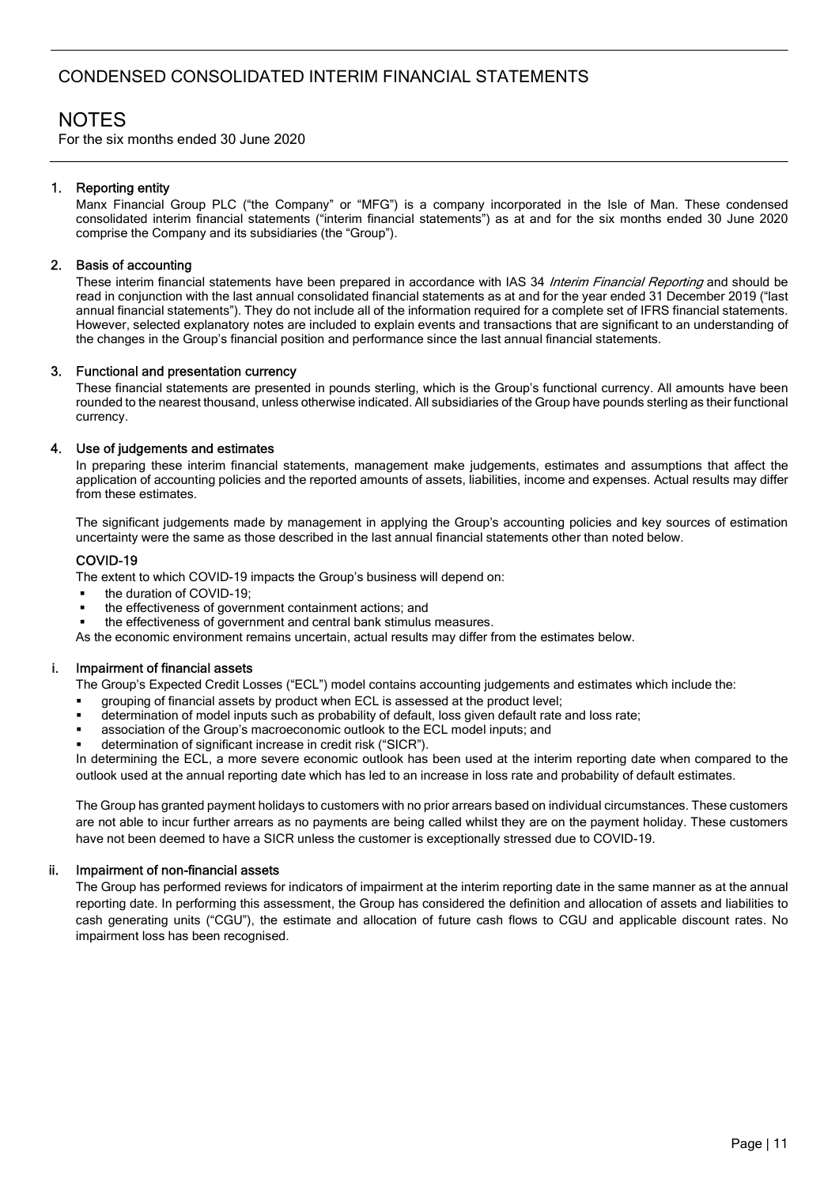# CONDENSED CONSOLIDATED INTERIM FINANCIAL STATEMENTS

# NOTES

For the six months ended 30 June 2020

## 1. Reporting entity

Manx Financial Group PLC ("the Company" or "MFG") is a company incorporated in the Isle of Man. These condensed consolidated interim financial statements ("interim financial statements") as at and for the six months ended 30 June 2020 comprise the Company and its subsidiaries (the "Group").

## 2. Basis of accounting

These interim financial statements have been prepared in accordance with IAS 34 *Interim Financial Reporting* and should be read in conjunction with the last annual consolidated financial statements as at and for the year ended 31 December 2019 ("last annual financial statements"). They do not include all of the information required for a complete set of IFRS financial statements. However, selected explanatory notes are included to explain events and transactions that are significant to an understanding of the changes in the Group's financial position and performance since the last annual financial statements.

## 3. Functional and presentation currency

These financial statements are presented in pounds sterling, which is the Group's functional currency. All amounts have been rounded to the nearest thousand, unless otherwise indicated. All subsidiaries of the Group have pounds sterling as their functional currency.

## 4. Use of judgements and estimates

In preparing these interim financial statements, management make judgements, estimates and assumptions that affect the application of accounting policies and the reported amounts of assets, liabilities, income and expenses. Actual results may differ from these estimates.

The significant judgements made by management in applying the Group's accounting policies and key sources of estimation uncertainty were the same as those described in the last annual financial statements other than noted below.

### COVID-19

The extent to which COVID-19 impacts the Group's business will depend on:

- the duration of COVID-19;
- the effectiveness of government containment actions; and
- the effectiveness of government and central bank stimulus measures.

As the economic environment remains uncertain, actual results may differ from the estimates below.

### i. Impairment of financial assets

The Group's Expected Credit Losses ("ECL") model contains accounting judgements and estimates which include the:

- grouping of financial assets by product when ECL is assessed at the product level;
- determination of model inputs such as probability of default, loss given default rate and loss rate;
- association of the Group's macroeconomic outlook to the ECL model inputs; and
- determination of significant increase in credit risk ("SICR").

In determining the ECL, a more severe economic outlook has been used at the interim reporting date when compared to the outlook used at the annual reporting date which has led to an increase in loss rate and probability of default estimates.

The Group has granted payment holidays to customers with no prior arrears based on individual circumstances. These customers are not able to incur further arrears as no payments are being called whilst they are on the payment holiday. These customers have not been deemed to have a SICR unless the customer is exceptionally stressed due to COVID-19.

### ii. Impairment of non-financial assets

The Group has performed reviews for indicators of impairment at the interim reporting date in the same manner as at the annual reporting date. In performing this assessment, the Group has considered the definition and allocation of assets and liabilities to cash generating units ("CGU"), the estimate and allocation of future cash flows to CGU and applicable discount rates. No impairment loss has been recognised.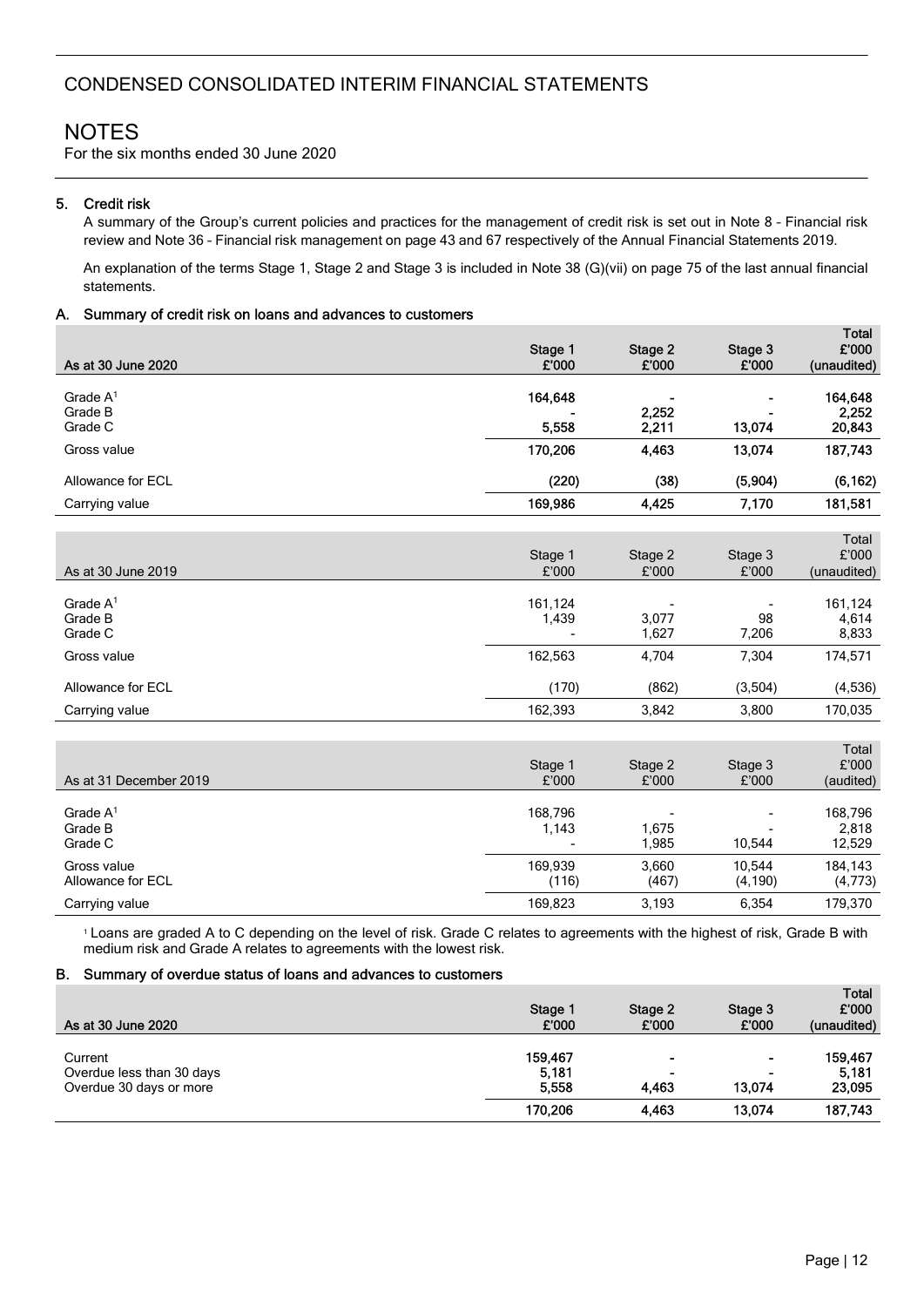# CONDENSED CONSOLIDATED INTERIM FINANCIAL STATEMENTS

# NOTES

For the six months ended 30 June 2020

## 5. Credit risk

A summary of the Group's current policies and practices for the management of credit risk is set out in Note 8 – Financial risk review and Note 36 – Financial risk management on page 43 and 67 respectively of the Annual Financial Statements 2019.

An explanation of the terms Stage 1, Stage 2 and Stage 3 is included in Note 38 (G)(vii) on page 75 of the last annual financial statements.

### A. Summary of credit risk on loans and advances to customers

| As at 30 June 2020 | Stage 1 £'000 | Stage 2 £'000 | Stage 3 £'000 | Total £'000 (unaudited) |
|---|---|---|---|---|
| Grade A[1] | 164,648 | - | - | 164,648 |
| Grade B | - | 2,252 | - | 2,252 |
| Grade C | 5,558 | 2,211 | 13,074 | 20,843 |
| Gross value | 170,206 | 4,463 | 13,074 | 187,743 |
| Allowance for ECL | (220) | (38) | (5,904) | (6,162) |
| Carrying value | 169,986 | 4,425 | 7,170 | 181,581 |

| As at 30 June 2019 | Stage 1 £'000 | Stage 2 £'000 | Stage 3 £'000 | Total £'000 (unaudited) |
|---|---|---|---|---|
| Grade A[1] | 161,124 | - | - | 161,124 |
| Grade B | 1,439 | 3,077 | 98 | 4,614 |
| Grade C | - | 1,627 | 7,206 | 8,833 |
| Gross value | 162,563 | 4,704 | 7,304 | 174,571 |
| Allowance for ECL | (170) | (862) | (3,504) | (4,536) |
| Carrying value | 162,393 | 3,842 | 3,800 | 170,035 |

| As at 31 December 2019 | Stage 1 £'000 | Stage 2 £'000 | Stage 3 £'000 | Total £'000 (audited) |
|---|---|---|---|---|
| Grade A[1] | 168,796 | - | - | 168,796 |
| Grade B | 1,143 | 1,675 | - | 2,818 |
| Grade C | - | 1,985 | 10,544 | 12,529 |
| Gross value | 169,939 | 3,660 | 10,544 | 184,143 |
| Allowance for ECL | (116) | (467) | (4,190) | (4,773) |
| Carrying value | 169,823 | 3,193 | 6,354 | 179,370 |

[1] Loans are graded A to C depending on the level of risk. Grade C relates to agreements with the highest of risk, Grade B with medium risk and Grade A relates to agreements with the lowest risk.

### B. Summary of overdue status of loans and advances to customers

| As at 30 June 2020 | Stage 1 £'000 | Stage 2 £'000 | Stage 3 £'000 | Total £'000 (unaudited) |
|---|---|---|---|---|
| Current | 159,467 | - | - | 159,467 |
| Overdue less than 30 days | 5,181 | - | - | 5,181 |
| Overdue 30 days or more | 5,558 | 4,463 | 13,074 | 23,095 |
| | 170,206 | 4,463 | 13,074 | 187,743 |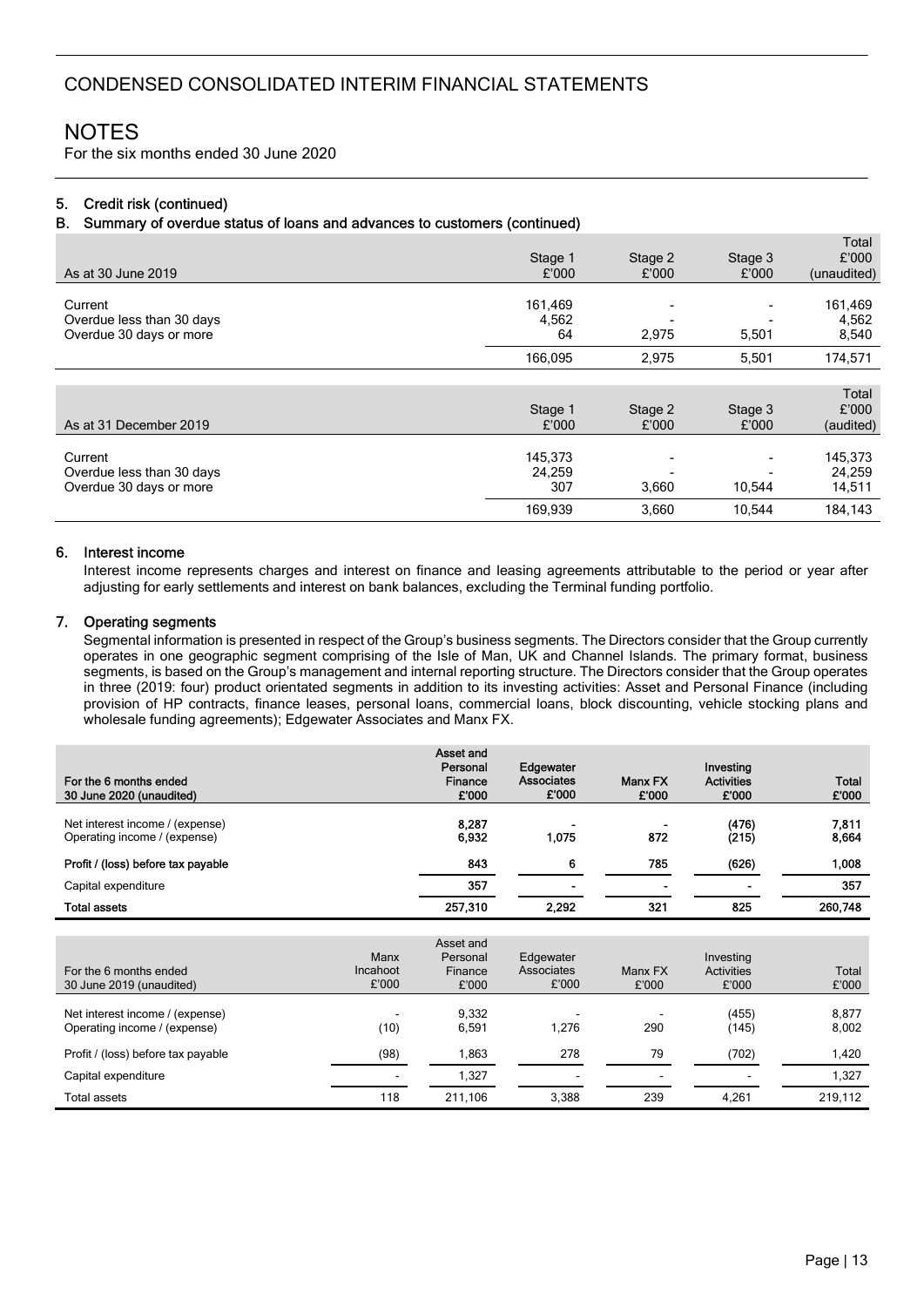# CONDENSED CONSOLIDATED INTERIM FINANCIAL STATEMENTS

# NOTES

For the six months ended 30 June 2020

### 5. Credit risk (continued)

### B. Summary of overdue status of loans and advances to customers (continued)

| As at 30 June 2019 | Stage 1 £'000 | Stage 2 £'000 | Stage 3 £'000 | Total £'000 (unaudited) |
|---|---|---|---|---|
| Current | 161,469 | - | - | 161,469 |
| Overdue less than 30 days | 4,562 | - | - | 4,562 |
| Overdue 30 days or more | 64 | 2,975 | 5,501 | 8,540 |
| | 166,095 | 2,975 | 5,501 | 174,571 |

| As at 31 December 2019 | Stage 1 £'000 | Stage 2 £'000 | Stage 3 £'000 | Total £'000 (audited) |
|---|---|---|---|---|
| Current | 145,373 | - | - | 145,373 |
| Overdue less than 30 days | 24,259 | - | - | 24,259 |
| Overdue 30 days or more | 307 | 3,660 | 10,544 | 14,511 |
| | 169,939 | 3,660 | 10,544 | 184,143 |

### 6. Interest income

Interest income represents charges and interest on finance and leasing agreements attributable to the period or year after adjusting for early settlements and interest on bank balances, excluding the Terminal funding portfolio.

### 7. Operating segments

Segmental information is presented in respect of the Group's business segments. The Directors consider that the Group currently operates in one geographic segment comprising of the Isle of Man, UK and Channel Islands. The primary format, business segments, is based on the Group's management and internal reporting structure. The Directors consider that the Group operates in three (2019: four) product orientated segments in addition to its investing activities: Asset and Personal Finance (including provision of HP contracts, finance leases, personal loans, commercial loans, block discounting, vehicle stocking plans and wholesale funding agreements); Edgewater Associates and Manx FX.

| **For the 6 months ended 30 June 2020 (unaudited)** | **Asset and Personal Finance £'000** | **Edgewater Associates £'000** | **Manx FX £'000** | **Investing Activities £'000** | **Total £'000** |
|---|---|---|---|---|---|
| Net interest income / (expense) | **8,287** | **-** | **-** | **(476)** | **7,811** |
| Operating income / (expense) | **6,932** | **1,075** | **872** | **(215)** | **8,664** |
| **Profit / (loss) before tax payable** | **843** | **6** | **785** | **(626)** | **1,008** |
| Capital expenditure | **357** | **-** | **-** | **-** | **357** |
| **Total assets** | **257,310** | **2,292** | **321** | **825** | **260,748** |

| For the 6 months ended 30 June 2019 (unaudited) | Manx Incahoot £'000 | Asset and Personal Finance £'000 | Edgewater Associates £'000 | Manx FX £'000 | Investing Activities £'000 | Total £'000 |
|---|---|---|---|---|---|---|
| Net interest income / (expense) | - | 9,332 | - | - | (455) | 8,877 |
| Operating income / (expense) | (10) | 6,591 | 1,276 | 290 | (145) | 8,002 |
| Profit / (loss) before tax payable | (98) | 1,863 | 278 | 79 | (702) | 1,420 |
| Capital expenditure | - | 1,327 | - | - | - | 1,327 |
| Total assets | 118 | 211,106 | 3,388 | 239 | 4,261 | 219,112 |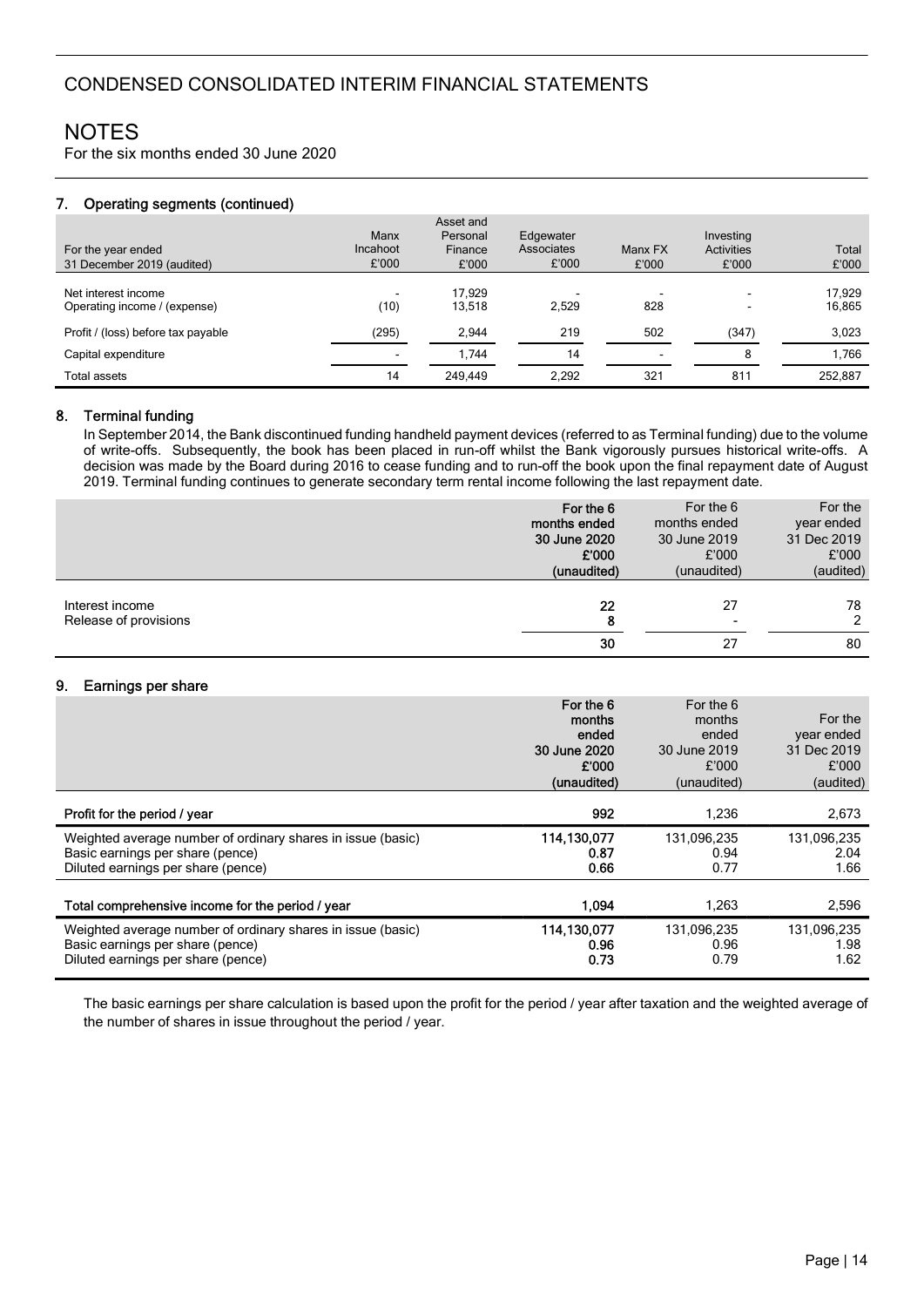# CONDENSED CONSOLIDATED INTERIM FINANCIAL STATEMENTS

## NOTES

For the six months ended 30 June 2020

### 7. Operating segments (continued)

| For the year ended 31 December 2019 (audited) | Manx Incahoot £'000 | Asset and Personal Finance £'000 | Edgewater Associates £'000 | Manx FX £'000 | Investing Activities £'000 | Total £'000 |
|---|---|---|---|---|---|---|
| Net interest income | - | 17,929 | - | - | - | 17,929 |
| Operating income / (expense) | (10) | 13,518 | 2,529 | 828 | - | 16,865 |
| Profit / (loss) before tax payable | (295) | 2,944 | 219 | 502 | (347) | 3,023 |
| Capital expenditure | - | 1,744 | 14 | - | 8 | 1,766 |
| Total assets | 14 | 249,449 | 2,292 | 321 | 811 | 252,887 |

### 8. Terminal funding

In September 2014, the Bank discontinued funding handheld payment devices (referred to as Terminal funding) due to the volume of write-offs. Subsequently, the book has been placed in run-off whilst the Bank vigorously pursues historical write-offs. A decision was made by the Board during 2016 to cease funding and to run-off the book upon the final repayment date of August 2019. Terminal funding continues to generate secondary term rental income following the last repayment date.

| | **For the 6 months ended 30 June 2020 £'000 (unaudited)** | For the 6 months ended 30 June 2019 £'000 (unaudited) | For the year ended 31 Dec 2019 £'000 (audited) |
|---|---|---|---|
| Interest income | **22** | 27 | 78 |
| Release of provisions | **8** | - | 2 |
| | **30** | 27 | 80 |

### 9. Earnings per share

| | **For the 6 months ended 30 June 2020 £'000 (unaudited)** | For the 6 months ended 30 June 2019 £'000 (unaudited) | For the year ended 31 Dec 2019 £'000 (audited) |
|---|---|---|---|
| **Profit for the period / year** | **992** | 1,236 | 2,673 |
| Weighted average number of ordinary shares in issue (basic) | **114,130,077** | 131,096,235 | 131,096,235 |
| Basic earnings per share (pence) | **0.87** | 0.94 | 2.04 |
| Diluted earnings per share (pence) | **0.66** | 0.77 | 1.66 |
| **Total comprehensive income for the period / year** | **1,094** | 1,263 | 2,596 |
| Weighted average number of ordinary shares in issue (basic) | **114,130,077** | 131,096,235 | 131,096,235 |
| Basic earnings per share (pence) | **0.96** | 0.96 | 1.98 |
| Diluted earnings per share (pence) | **0.73** | 0.79 | 1.62 |

The basic earnings per share calculation is based upon the profit for the period / year after taxation and the weighted average of the number of shares in issue throughout the period / year.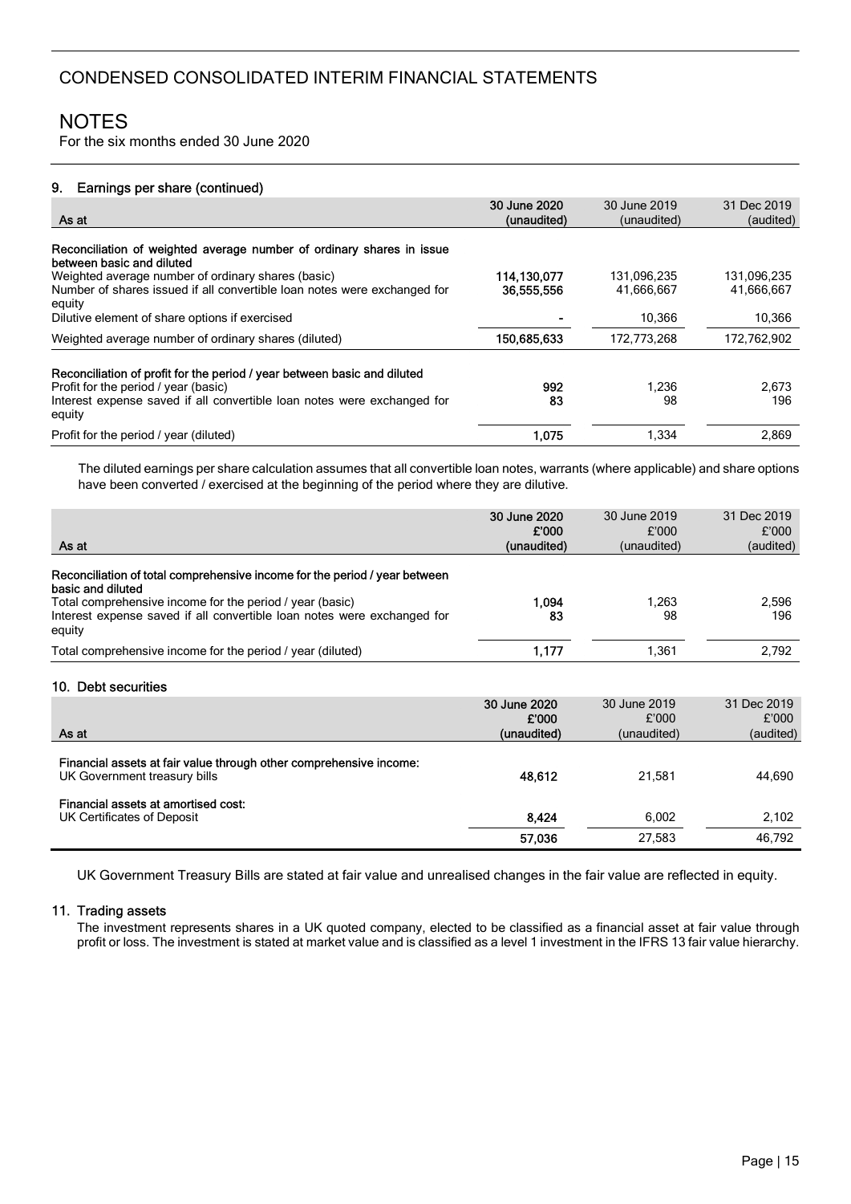# CONDENSED CONSOLIDATED INTERIM FINANCIAL STATEMENTS

## NOTES

For the six months ended 30 June 2020

### 9. Earnings per share (continued)

| As at | 30 June 2020 (unaudited) | 30 June 2019 (unaudited) | 31 Dec 2019 (audited) |
|---|---|---|---|
| **Reconciliation of weighted average number of ordinary shares in issue between basic and diluted** | | | |
| Weighted average number of ordinary shares (basic) | **114,130,077** | 131,096,235 | 131,096,235 |
| Number of shares issued if all convertible loan notes were exchanged for equity | **36,555,556** | 41,666,667 | 41,666,667 |
| Dilutive element of share options if exercised | **-** | 10,366 | 10,366 |
| Weighted average number of ordinary shares (diluted) | **150,685,633** | 172,773,268 | 172,762,902 |
| **Reconciliation of profit for the period / year between basic and diluted** | | | |
| Profit for the period / year (basic) | **992** | 1,236 | 2,673 |
| Interest expense saved if all convertible loan notes were exchanged for equity | **83** | 98 | 196 |
| Profit for the period / year (diluted) | **1,075** | 1,334 | 2,869 |

The diluted earnings per share calculation assumes that all convertible loan notes, warrants (where applicable) and share options have been converted / exercised at the beginning of the period where they are dilutive.

| As at | 30 June 2020 £'000 (unaudited) | 30 June 2019 £'000 (unaudited) | 31 Dec 2019 £'000 (audited) |
|---|---|---|---|
| **Reconciliation of total comprehensive income for the period / year between basic and diluted** | | | |
| Total comprehensive income for the period / year (basic) | **1,094** | 1,263 | 2,596 |
| Interest expense saved if all convertible loan notes were exchanged for equity | **83** | 98 | 196 |
| Total comprehensive income for the period / year (diluted) | **1,177** | 1,361 | 2,792 |

### 10. Debt securities

| As at | 30 June 2020 £'000 (unaudited) | 30 June 2019 £'000 (unaudited) | 31 Dec 2019 £'000 (audited) |
|---|---|---|---|
| **Financial assets at fair value through other comprehensive income:** | | | |
| UK Government treasury bills | **48,612** | 21,581 | 44,690 |
| **Financial assets at amortised cost:** | | | |
| UK Certificates of Deposit | **8,424** | 6,002 | 2,102 |
| | **57,036** | 27,583 | 46,792 |

UK Government Treasury Bills are stated at fair value and unrealised changes in the fair value are reflected in equity.

### 11. Trading assets

The investment represents shares in a UK quoted company, elected to be classified as a financial asset at fair value through profit or loss. The investment is stated at market value and is classified as a level 1 investment in the IFRS 13 fair value hierarchy.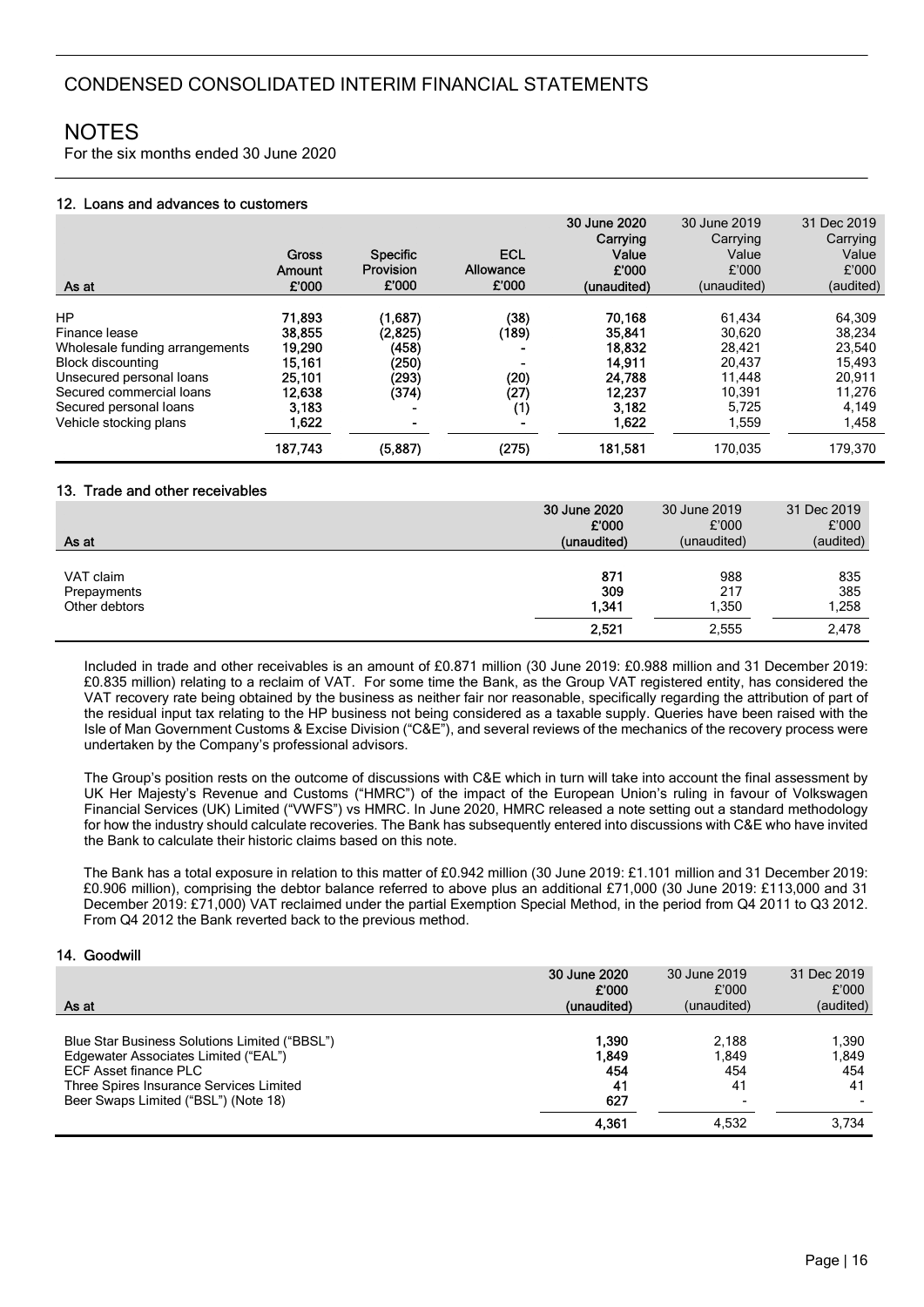# CONDENSED CONSOLIDATED INTERIM FINANCIAL STATEMENTS

## NOTES

For the six months ended 30 June 2020

### 12. Loans and advances to customers

| As at | Gross Amount £'000 | Specific Provision £'000 | ECL Allowance £'000 | 30 June 2020 Carrying Value £'000 (unaudited) | 30 June 2019 Carrying Value £'000 (unaudited) | 31 Dec 2019 Carrying Value £'000 (audited) |
|---|---|---|---|---|---|---|
| HP | 71,893 | (1,687) | (38) | 70,168 | 61,434 | 64,309 |
| Finance lease | 38,855 | (2,825) | (189) | 35,841 | 30,620 | 38,234 |
| Wholesale funding arrangements | 19,290 | (458) | - | 18,832 | 28,421 | 23,540 |
| Block discounting | 15,161 | (250) | - | 14,911 | 20,437 | 15,493 |
| Unsecured personal loans | 25,101 | (293) | (20) | 24,788 | 11,448 | 20,911 |
| Secured commercial loans | 12,638 | (374) | (27) | 12,237 | 10,391 | 11,276 |
| Secured personal loans | 3,183 | - | (1) | 3,182 | 5,725 | 4,149 |
| Vehicle stocking plans | 1,622 | - | - | 1,622 | 1,559 | 1,458 |
| | 187,743 | (5,887) | (275) | 181,581 | 170,035 | 179,370 |

### 13. Trade and other receivables

| As at | 30 June 2020 £'000 (unaudited) | 30 June 2019 £'000 (unaudited) | 31 Dec 2019 £'000 (audited) |
|---|---|---|---|
| VAT claim | 871 | 988 | 835 |
| Prepayments | 309 | 217 | 385 |
| Other debtors | 1,341 | 1,350 | 1,258 |
| | 2,521 | 2,555 | 2,478 |

Included in trade and other receivables is an amount of £0.871 million (30 June 2019: £0.988 million and 31 December 2019: £0.835 million) relating to a reclaim of VAT. For some time the Bank, as the Group VAT registered entity, has considered the VAT recovery rate being obtained by the business as neither fair nor reasonable, specifically regarding the attribution of part of the residual input tax relating to the HP business not being considered as a taxable supply. Queries have been raised with the Isle of Man Government Customs & Excise Division ("C&E"), and several reviews of the mechanics of the recovery process were undertaken by the Company's professional advisors.

The Group's position rests on the outcome of discussions with C&E which in turn will take into account the final assessment by UK Her Majesty's Revenue and Customs ("HMRC") of the impact of the European Union's ruling in favour of Volkswagen Financial Services (UK) Limited ("VWFS") vs HMRC. In June 2020, HMRC released a note setting out a standard methodology for how the industry should calculate recoveries. The Bank has subsequently entered into discussions with C&E who have invited the Bank to calculate their historic claims based on this note.

The Bank has a total exposure in relation to this matter of £0.942 million (30 June 2019: £1.101 million and 31 December 2019: £0.906 million), comprising the debtor balance referred to above plus an additional £71,000 (30 June 2019: £113,000 and 31 December 2019: £71,000) VAT reclaimed under the partial Exemption Special Method, in the period from Q4 2011 to Q3 2012. From Q4 2012 the Bank reverted back to the previous method.

### 14. Goodwill

| As at | 30 June 2020 £'000 (unaudited) | 30 June 2019 £'000 (unaudited) | 31 Dec 2019 £'000 (audited) |
|---|---|---|---|
| Blue Star Business Solutions Limited ("BBSL") | 1,390 | 2,188 | 1,390 |
| Edgewater Associates Limited ("EAL") | 1,849 | 1,849 | 1,849 |
| ECF Asset finance PLC | 454 | 454 | 454 |
| Three Spires Insurance Services Limited | 41 | 41 | 41 |
| Beer Swaps Limited ("BSL") (Note 18) | 627 | - | - |
| | 4,361 | 4,532 | 3,734 |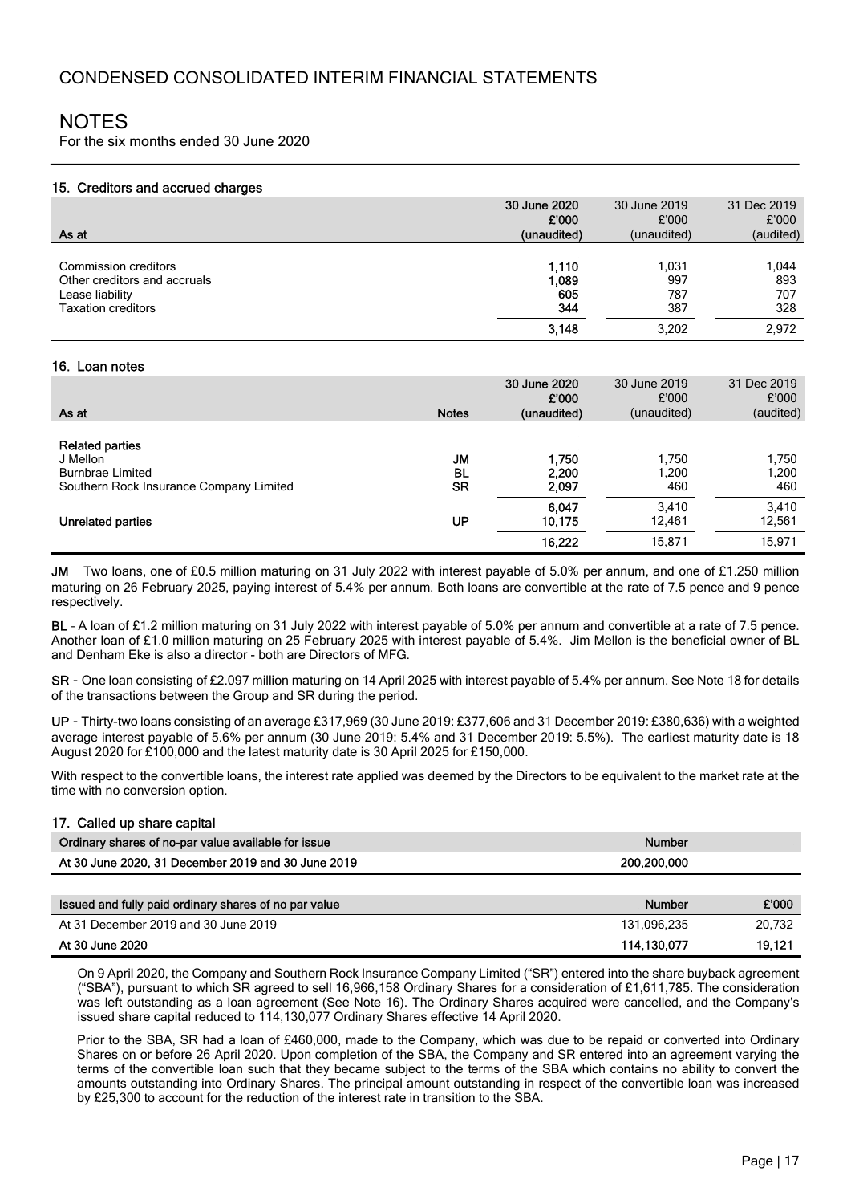# CONDENSED CONSOLIDATED INTERIM FINANCIAL STATEMENTS

## NOTES

For the six months ended 30 June 2020

### 15. Creditors and accrued charges

| As at | 30 June 2020 £'000 (unaudited) | 30 June 2019 £'000 (unaudited) | 31 Dec 2019 £'000 (audited) |
|---|---|---|---|
| Commission creditors | 1,110 | 1,031 | 1,044 |
| Other creditors and accruals | 1,089 | 997 | 893 |
| Lease liability | 605 | 787 | 707 |
| Taxation creditors | 344 | 387 | 328 |
| | 3,148 | 3,202 | 2,972 |

### 16. Loan notes

| As at | Notes | 30 June 2020 £'000 (unaudited) | 30 June 2019 £'000 (unaudited) | 31 Dec 2019 £'000 (audited) |
|---|---|---|---|---|
| **Related parties** | | | | |
| J Mellon | JM | 1,750 | 1,750 | 1,750 |
| Burnbrae Limited | BL | 2,200 | 1,200 | 1,200 |
| Southern Rock Insurance Company Limited | SR | 2,097 | 460 | 460 |
| | | 6,047 | 3,410 | 3,410 |
| **Unrelated parties** | UP | 10,175 | 12,461 | 12,561 |
| | | 16,222 | 15,871 | 15,971 |

**JM** - Two loans, one of £0.5 million maturing on 31 July 2022 with interest payable of 5.0% per annum, and one of £1.250 million maturing on 26 February 2025, paying interest of 5.4% per annum. Both loans are convertible at the rate of 7.5 pence and 9 pence respectively.

**BL** - A loan of £1.2 million maturing on 31 July 2022 with interest payable of 5.0% per annum and convertible at a rate of 7.5 pence. Another loan of £1.0 million maturing on 25 February 2025 with interest payable of 5.4%. Jim Mellon is the beneficial owner of BL and Denham Eke is also a director - both are Directors of MFG.

**SR** - One loan consisting of £2.097 million maturing on 14 April 2025 with interest payable of 5.4% per annum. See Note 18 for details of the transactions between the Group and SR during the period.

**UP** - Thirty-two loans consisting of an average £317,969 (30 June 2019: £377,606 and 31 December 2019: £380,636) with a weighted average interest payable of 5.6% per annum (30 June 2019: 5.4% and 31 December 2019: 5.5%). The earliest maturity date is 18 August 2020 for £100,000 and the latest maturity date is 30 April 2025 for £150,000.

With respect to the convertible loans, the interest rate applied was deemed by the Directors to be equivalent to the market rate at the time with no conversion option.

### 17. Called up share capital

| Ordinary shares of no-par value available for issue | Number |
|---|---|
| At 30 June 2020, 31 December 2019 and 30 June 2019 | 200,200,000 |

| Issued and fully paid ordinary shares of no par value | Number | £'000 |
|---|---|---|
| At 31 December 2019 and 30 June 2019 | 131,096,235 | 20,732 |
| **At 30 June 2020** | **114,130,077** | **19,121** |

On 9 April 2020, the Company and Southern Rock Insurance Company Limited ("SR") entered into the share buyback agreement ("SBA"), pursuant to which SR agreed to sell 16,966,158 Ordinary Shares for a consideration of £1,611,785. The consideration was left outstanding as a loan agreement (See Note 16). The Ordinary Shares acquired were cancelled, and the Company's issued share capital reduced to 114,130,077 Ordinary Shares effective 14 April 2020.

Prior to the SBA, SR had a loan of £460,000, made to the Company, which was due to be repaid or converted into Ordinary Shares on or before 26 April 2020. Upon completion of the SBA, the Company and SR entered into an agreement varying the terms of the convertible loan such that they became subject to the terms of the SBA which contains no ability to convert the amounts outstanding into Ordinary Shares. The principal amount outstanding in respect of the convertible loan was increased by £25,300 to account for the reduction of the interest rate in transition to the SBA.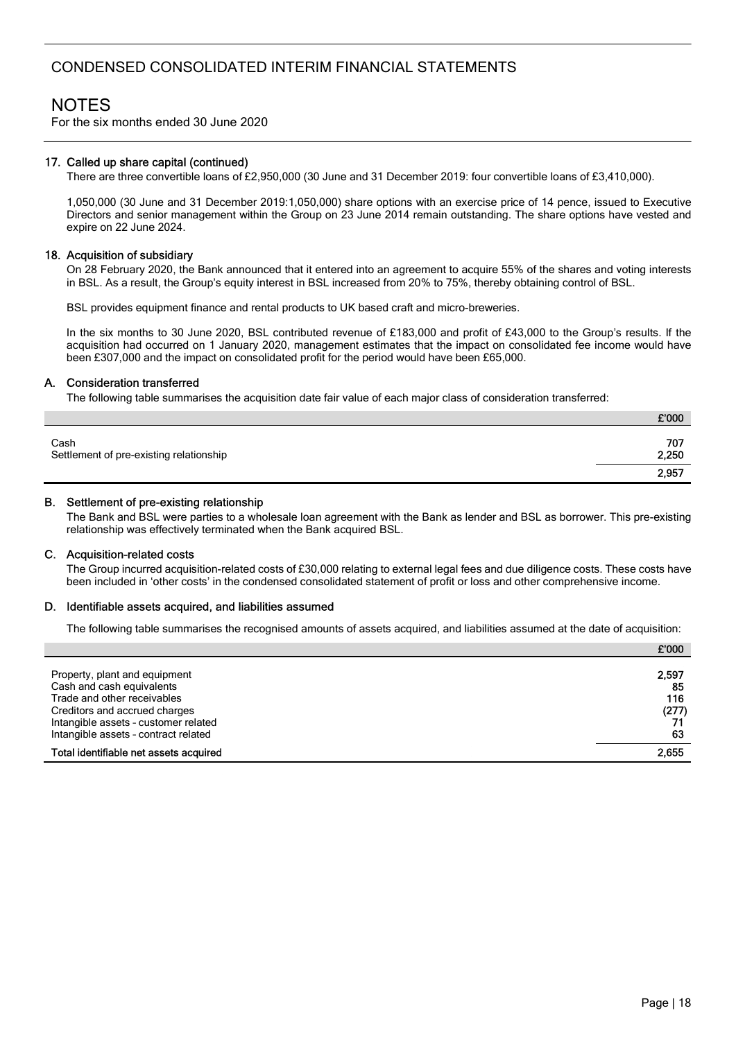### 17. Called up share capital (continued)

There are three convertible loans of £2,950,000 (30 June and 31 December 2019: four convertible loans of £3,410,000).

1,050,000 (30 June and 31 December 2019:1,050,000) share options with an exercise price of 14 pence, issued to Executive Directors and senior management within the Group on 23 June 2014 remain outstanding. The share options have vested and expire on 22 June 2024.

### 18. Acquisition of subsidiary

On 28 February 2020, the Bank announced that it entered into an agreement to acquire 55% of the shares and voting interests in BSL. As a result, the Group's equity interest in BSL increased from 20% to 75%, thereby obtaining control of BSL.

BSL provides equipment finance and rental products to UK based craft and micro-breweries.

In the six months to 30 June 2020, BSL contributed revenue of £183,000 and profit of £43,000 to the Group's results. If the acquisition had occurred on 1 January 2020, management estimates that the impact on consolidated fee income would have been £307,000 and the impact on consolidated profit for the period would have been £65,000.

#### A. Consideration transferred

The following table summarises the acquisition date fair value of each major class of consideration transferred:

| | £'000 |
|---|---|
| Cash | 707 |
| Settlement of pre-existing relationship | 2,250 |
| | **2,957** |

#### B. Settlement of pre-existing relationship

The Bank and BSL were parties to a wholesale loan agreement with the Bank as lender and BSL as borrower. This pre-existing relationship was effectively terminated when the Bank acquired BSL.

#### C. Acquisition-related costs

The Group incurred acquisition-related costs of £30,000 relating to external legal fees and due diligence costs. These costs have been included in 'other costs' in the condensed consolidated statement of profit or loss and other comprehensive income.

#### D. Identifiable assets acquired, and liabilities assumed

The following table summarises the recognised amounts of assets acquired, and liabilities assumed at the date of acquisition:

| | £'000 |
|---|---|
| Property, plant and equipment | 2,597 |
| Cash and cash equivalents | 85 |
| Trade and other receivables | 116 |
| Creditors and accrued charges | (277) |
| Intangible assets - customer related | 71 |
| Intangible assets - contract related | 63 |
| **Total identifiable net assets acquired** | **2,655** |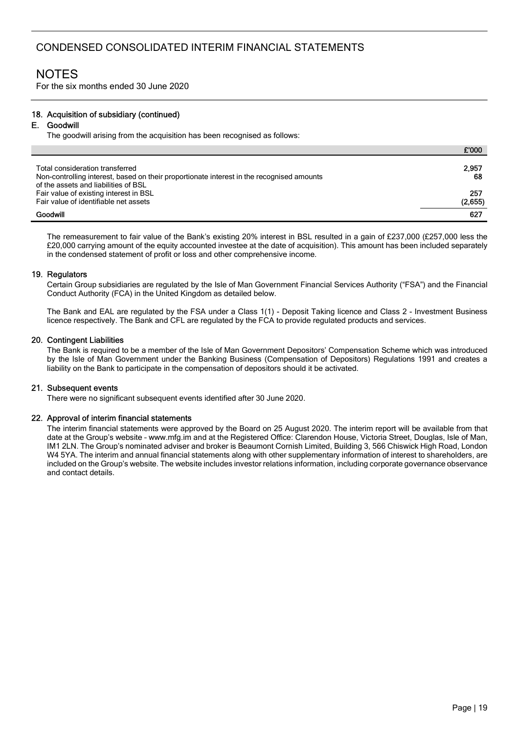# CONDENSED CONSOLIDATED INTERIM FINANCIAL STATEMENTS

## NOTES

For the six months ended 30 June 2020

### 18. Acquisition of subsidiary (continued)

#### E. Goodwill

The goodwill arising from the acquisition has been recognised as follows:

| | £'000 |
|---|---|
| Total consideration transferred | 2,957 |
| Non-controlling interest, based on their proportionate interest in the recognised amounts of the assets and liabilities of BSL | 68 |
| Fair value of existing interest in BSL | 257 |
| Fair value of identifiable net assets | (2,655) |
| **Goodwill** | **627** |

The remeasurement to fair value of the Bank's existing 20% interest in BSL resulted in a gain of £237,000 (£257,000 less the £20,000 carrying amount of the equity accounted investee at the date of acquisition). This amount has been included separately in the condensed statement of profit or loss and other comprehensive income.

### 19. Regulators

Certain Group subsidiaries are regulated by the Isle of Man Government Financial Services Authority ("FSA") and the Financial Conduct Authority (FCA) in the United Kingdom as detailed below.

The Bank and EAL are regulated by the FSA under a Class 1(1) - Deposit Taking licence and Class 2 - Investment Business licence respectively. The Bank and CFL are regulated by the FCA to provide regulated products and services.

### 20. Contingent Liabilities

The Bank is required to be a member of the Isle of Man Government Depositors' Compensation Scheme which was introduced by the Isle of Man Government under the Banking Business (Compensation of Depositors) Regulations 1991 and creates a liability on the Bank to participate in the compensation of depositors should it be activated.

### 21. Subsequent events

There were no significant subsequent events identified after 30 June 2020.

### 22. Approval of interim financial statements

The interim financial statements were approved by the Board on 25 August 2020. The interim report will be available from that date at the Group's website – www.mfg.im and at the Registered Office: Clarendon House, Victoria Street, Douglas, Isle of Man, IM1 2LN. The Group's nominated adviser and broker is Beaumont Cornish Limited, Building 3, 566 Chiswick High Road, London W4 5YA. The interim and annual financial statements along with other supplementary information of interest to shareholders, are included on the Group's website. The website includes investor relations information, including corporate governance observance and contact details.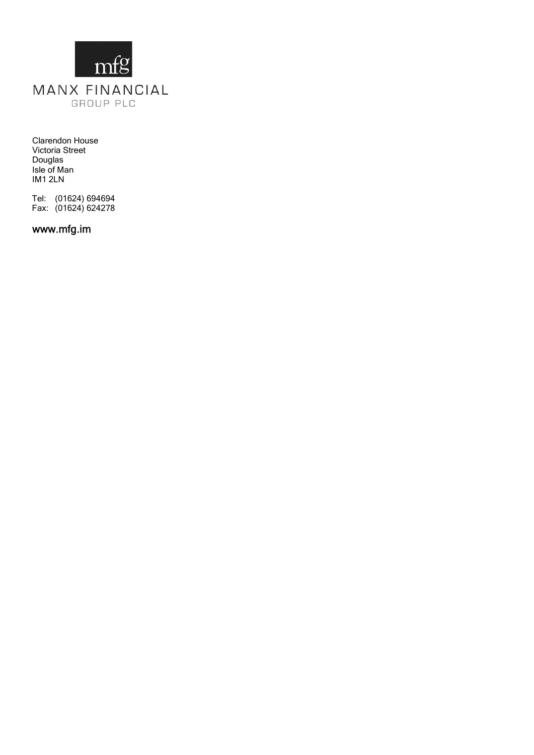mfg

MANX FINANCIAL
GROUP PLC

Clarendon House
Victoria Street
Douglas
Isle of Man
IM1 2LN

Tel: (01624) 694694
Fax: (01624) 624278

www.mfg.im